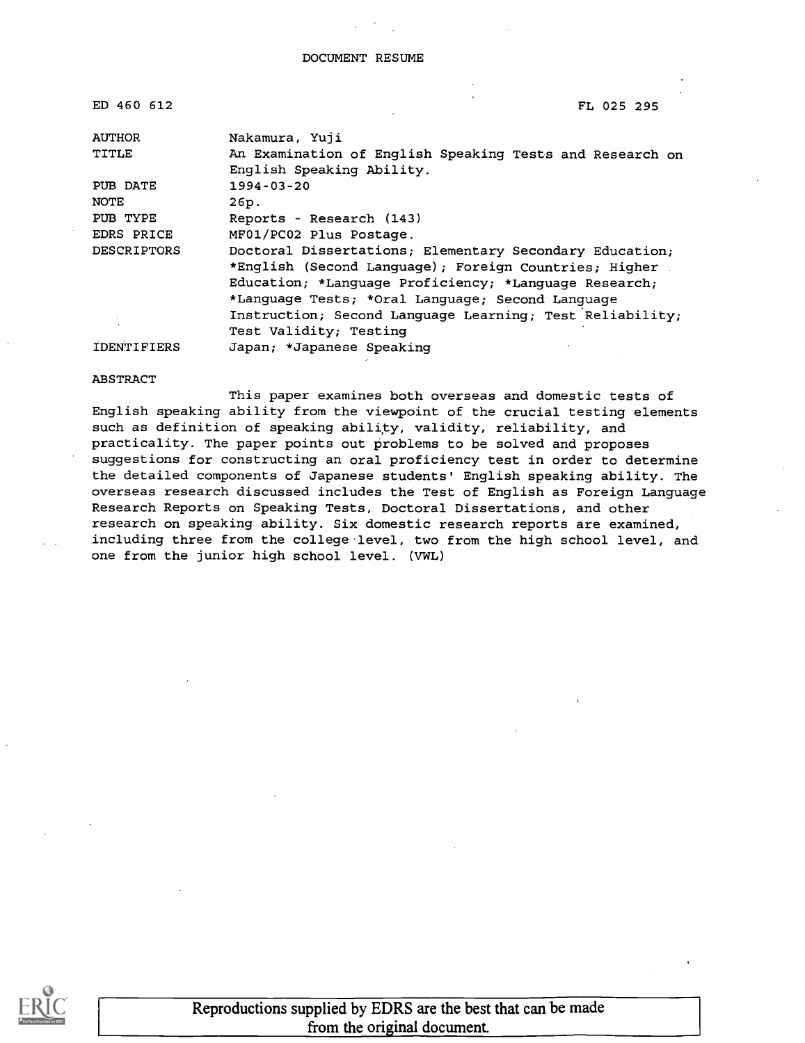DOCUMENT RESUME

ED 460 612 FL 025 295

| | |
|---|---|
| AUTHOR | Nakamura, Yuji |
| TITLE | An Examination of English Speaking Tests and Research on English Speaking Ability. |
| PUB DATE | 1994-03-20 |
| NOTE | 26p. |
| PUB TYPE | Reports - Research (143) |
| EDRS PRICE | MF01/PC02 Plus Postage. |
| DESCRIPTORS | Doctoral Dissertations; Elementary Secondary Education; *English (Second Language); Foreign Countries; Higher Education; *Language Proficiency; *Language Research; *Language Tests; *Oral Language; Second Language Instruction; Second Language Learning; Test Reliability; Test Validity; Testing |
| IDENTIFIERS | Japan; *Japanese Speaking |

ABSTRACT

This paper examines both overseas and domestic tests of English speaking ability from the viewpoint of the crucial testing elements such as definition of speaking ability, validity, reliability, and practicality. The paper points out problems to be solved and proposes suggestions for constructing an oral proficiency test in order to determine the detailed components of Japanese students' English speaking ability. The overseas research discussed includes the Test of English as Foreign Language Research Reports on Speaking Tests, Doctoral Dissertations, and other research on speaking ability. Six domestic research reports are examined, including three from the college level, two from the high school level, and one from the junior high school level. (VWL)

Reproductions supplied by EDRS are the best that can be made from the original document.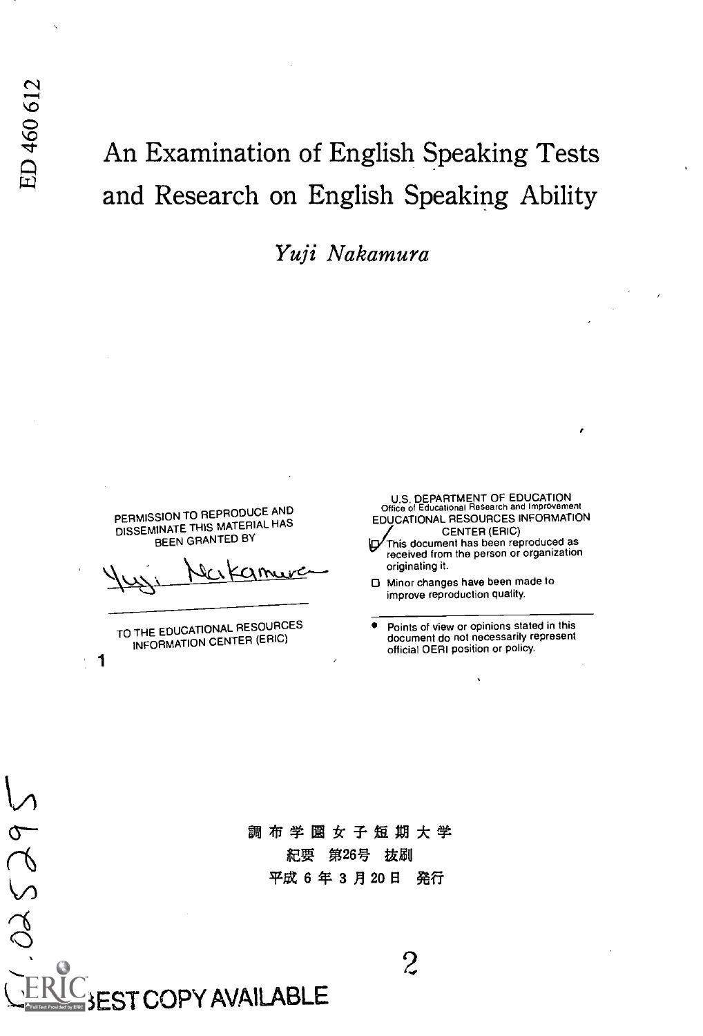ED 460 612

# An Examination of English Speaking Tests and Research on English Speaking Ability

*Yuji Nakamura*

PERMISSION TO REPRODUCE AND DISSEMINATE THIS MATERIAL HAS BEEN GRANTED BY

Yuji Nakamura

TO THE EDUCATIONAL RESOURCES INFORMATION CENTER (ERIC)

U.S. DEPARTMENT OF EDUCATION
Office of Educational Research and Improvement
EDUCATIONAL RESOURCES INFORMATION CENTER (ERIC)

- This document has been reproduced as received from the person or organization originating it.
- Minor changes have been made to improve reproduction quality.

- Points of view or opinions stated in this document do not necessarily represent official OERI position or policy.

調布学園女子短期大学
紀要 第26号 抜刷
平成6年3月20日 発行

BEST COPY AVAILABLE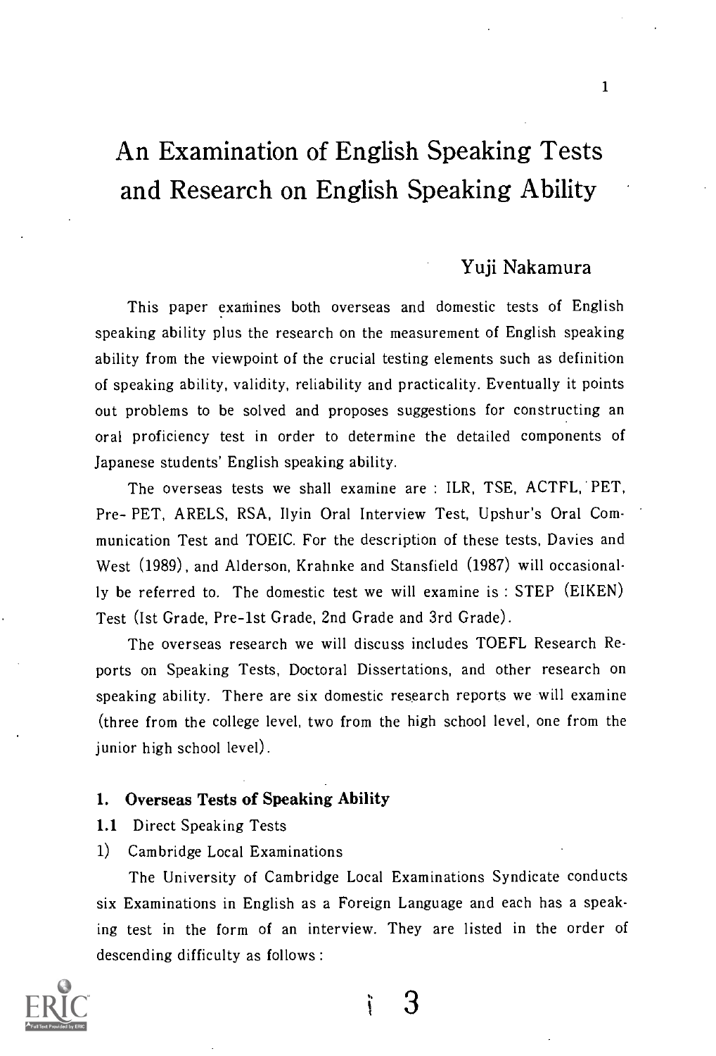# An Examination of English Speaking Tests and Research on English Speaking Ability

Yuji Nakamura

This paper examines both overseas and domestic tests of English speaking ability plus the research on the measurement of English speaking ability from the viewpoint of the crucial testing elements such as definition of speaking ability, validity, reliability and practicality. Eventually it points out problems to be solved and proposes suggestions for constructing an oral proficiency test in order to determine the detailed components of Japanese students' English speaking ability.

The overseas tests we shall examine are : ILR, TSE, ACTFL, PET, Pre- PET, ARELS, RSA, Ilyin Oral Interview Test, Upshur's Oral Communication Test and TOEIC. For the description of these tests, Davies and West (1989), and Alderson, Krahnke and Stansfield (1987) will occasionally be referred to. The domestic test we will examine is : STEP (EIKEN) Test (Ist Grade, Pre-1st Grade, 2nd Grade and 3rd Grade).

The overseas research we will discuss includes TOEFL Research Reports on Speaking Tests, Doctoral Dissertations, and other research on speaking ability. There are six domestic research reports we will examine (three from the college level, two from the high school level, one from the junior high school level).

## 1. Overseas Tests of Speaking Ability

### 1.1 Direct Speaking Tests

1) Cambridge Local Examinations

The University of Cambridge Local Examinations Syndicate conducts six Examinations in English as a Foreign Language and each has a speaking test in the form of an interview. They are listed in the order of descending difficulty as follows :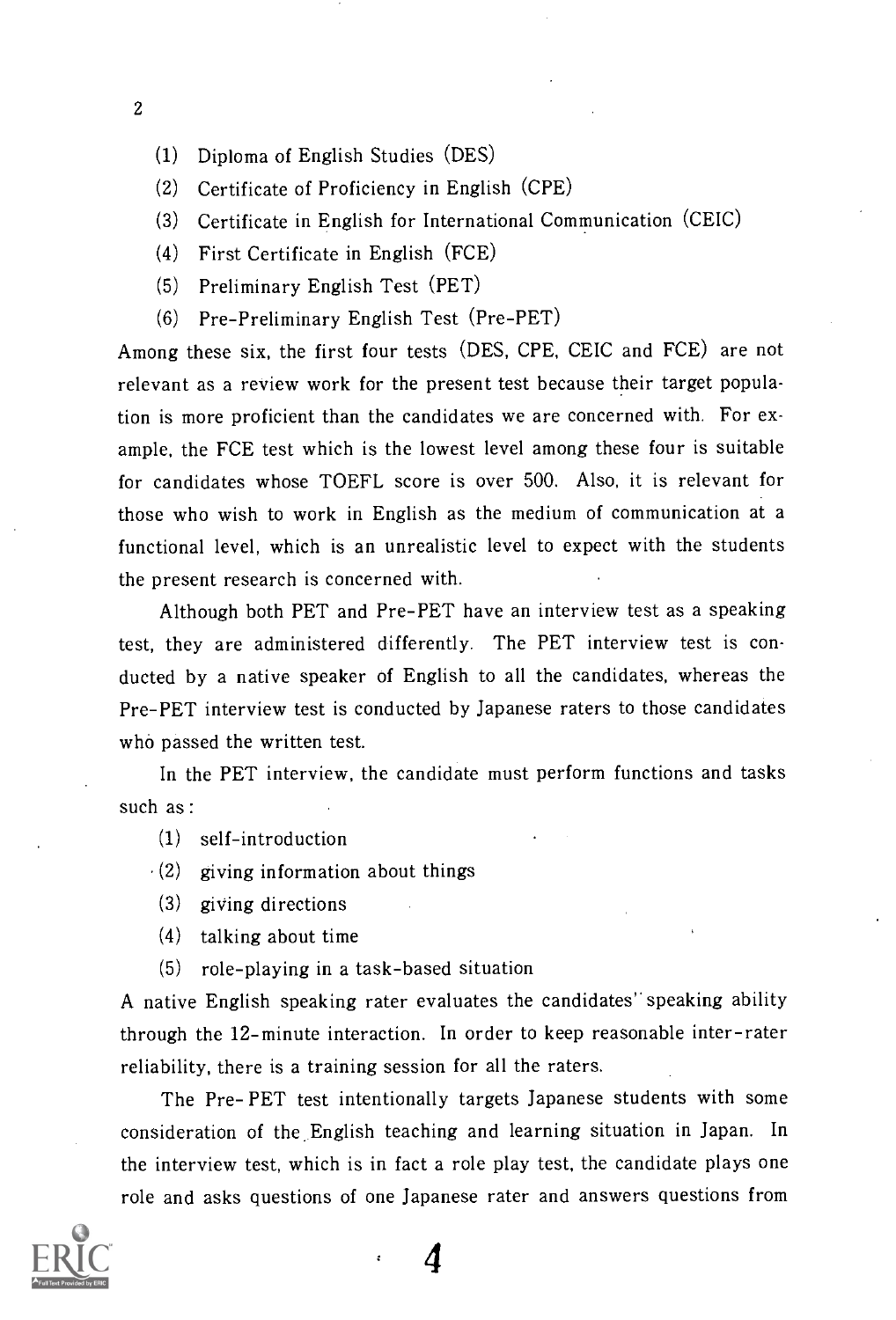(1) Diploma of English Studies (DES)
(2) Certificate of Proficiency in English (CPE)
(3) Certificate in English for International Communication (CEIC)
(4) First Certificate in English (FCE)
(5) Preliminary English Test (PET)
(6) Pre-Preliminary English Test (Pre-PET)

Among these six, the first four tests (DES, CPE, CEIC and FCE) are not relevant as a review work for the present test because their target population is more proficient than the candidates we are concerned with. For example, the FCE test which is the lowest level among these four is suitable for candidates whose TOEFL score is over 500. Also, it is relevant for those who wish to work in English as the medium of communication at a functional level, which is an unrealistic level to expect with the students the present research is concerned with.

Although both PET and Pre-PET have an interview test as a speaking test, they are administered differently. The PET interview test is conducted by a native speaker of English to all the candidates, whereas the Pre-PET interview test is conducted by Japanese raters to those candidates who passed the written test.

In the PET interview, the candidate must perform functions and tasks such as:

(1) self-introduction
(2) giving information about things
(3) giving directions
(4) talking about time
(5) role-playing in a task-based situation

A native English speaking rater evaluates the candidates' speaking ability through the 12-minute interaction. In order to keep reasonable inter-rater reliability, there is a training session for all the raters.

The Pre-PET test intentionally targets Japanese students with some consideration of the English teaching and learning situation in Japan. In the interview test, which is in fact a role play test, the candidate plays one role and asks questions of one Japanese rater and answers questions from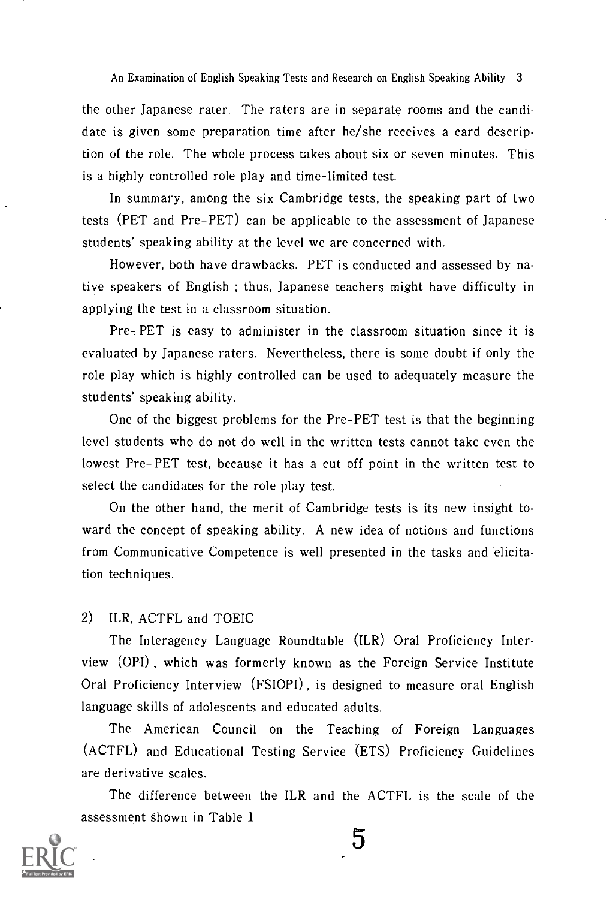the other Japanese rater. The raters are in separate rooms and the candidate is given some preparation time after he/she receives a card description of the role. The whole process takes about six or seven minutes. This is a highly controlled role play and time-limited test.

In summary, among the six Cambridge tests, the speaking part of two tests (PET and Pre-PET) can be applicable to the assessment of Japanese students' speaking ability at the level we are concerned with.

However, both have drawbacks. PET is conducted and assessed by native speakers of English ; thus, Japanese teachers might have difficulty in applying the test in a classroom situation.

Pre-PET is easy to administer in the classroom situation since it is evaluated by Japanese raters. Nevertheless, there is some doubt if only the role play which is highly controlled can be used to adequately measure the students' speaking ability.

One of the biggest problems for the Pre-PET test is that the beginning level students who do not do well in the written tests cannot take even the lowest Pre-PET test, because it has a cut off point in the written test to select the candidates for the role play test.

On the other hand, the merit of Cambridge tests is its new insight toward the concept of speaking ability. A new idea of notions and functions from Communicative Competence is well presented in the tasks and elicitation techniques.

### 2) ILR, ACTFL and TOEIC

The Interagency Language Roundtable (ILR) Oral Proficiency Interview (OPI), which was formerly known as the Foreign Service Institute Oral Proficiency Interview (FSIOPI), is designed to measure oral English language skills of adolescents and educated adults.

The American Council on the Teaching of Foreign Languages (ACTFL) and Educational Testing Service (ETS) Proficiency Guidelines are derivative scales.

The difference between the ILR and the ACTFL is the scale of the assessment shown in Table 1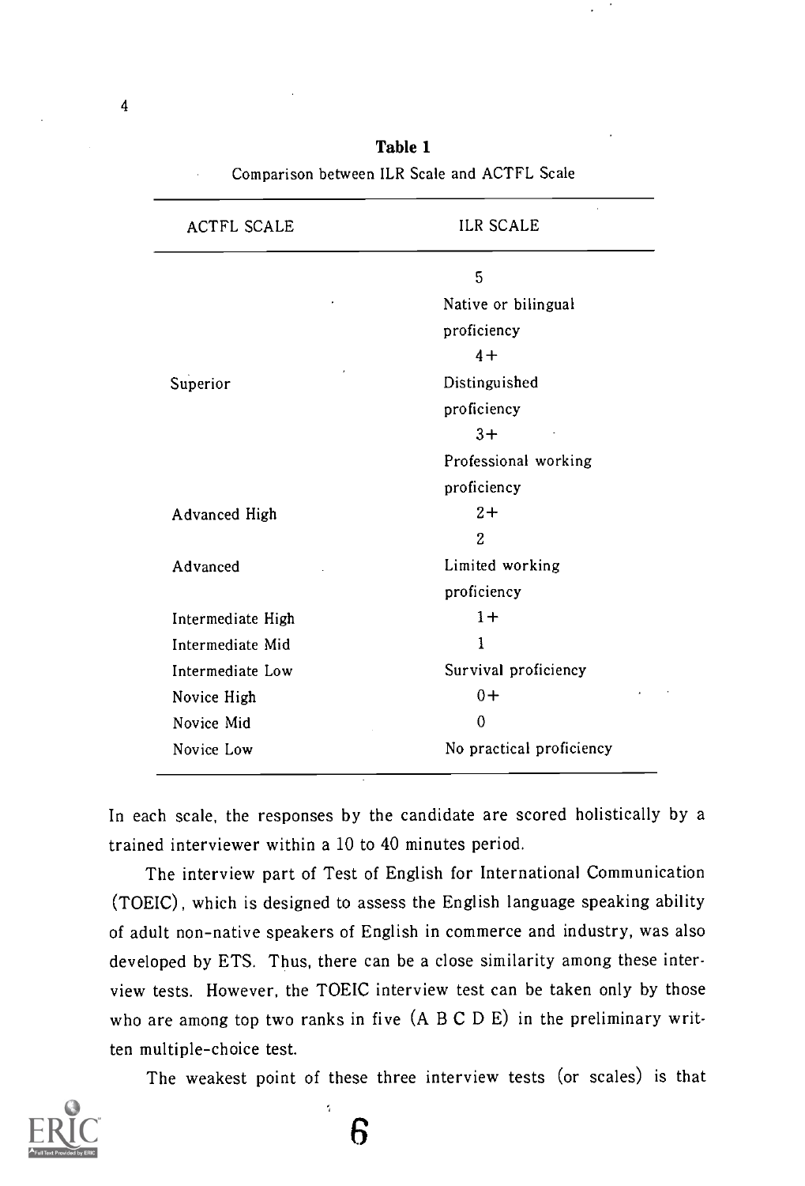**Table 1**

Comparison between ILR Scale and ACTFL Scale

| ACTFL SCALE | ILR SCALE |
|---|---|
| | 5 |
| | Native or bilingual proficiency |
| | 4+ |
| Superior | Distinguished proficiency |
| | 3+ |
| | Professional working proficiency |
| Advanced High | 2+ |
| | 2 |
| Advanced | Limited working proficiency |
| Intermediate High | 1+ |
| Intermediate Mid | 1 |
| Intermediate Low | Survival proficiency |
| Novice High | 0+ |
| Novice Mid | 0 |
| Novice Low | No practical proficiency |

In each scale, the responses by the candidate are scored holistically by a trained interviewer within a 10 to 40 minutes period.

The interview part of Test of English for International Communication (TOEIC), which is designed to assess the English language speaking ability of adult non-native speakers of English in commerce and industry, was also developed by ETS. Thus, there can be a close similarity among these interview tests. However, the TOEIC interview test can be taken only by those who are among top two ranks in five (A B C D E) in the preliminary written multiple-choice test.

The weakest point of these three interview tests (or scales) is that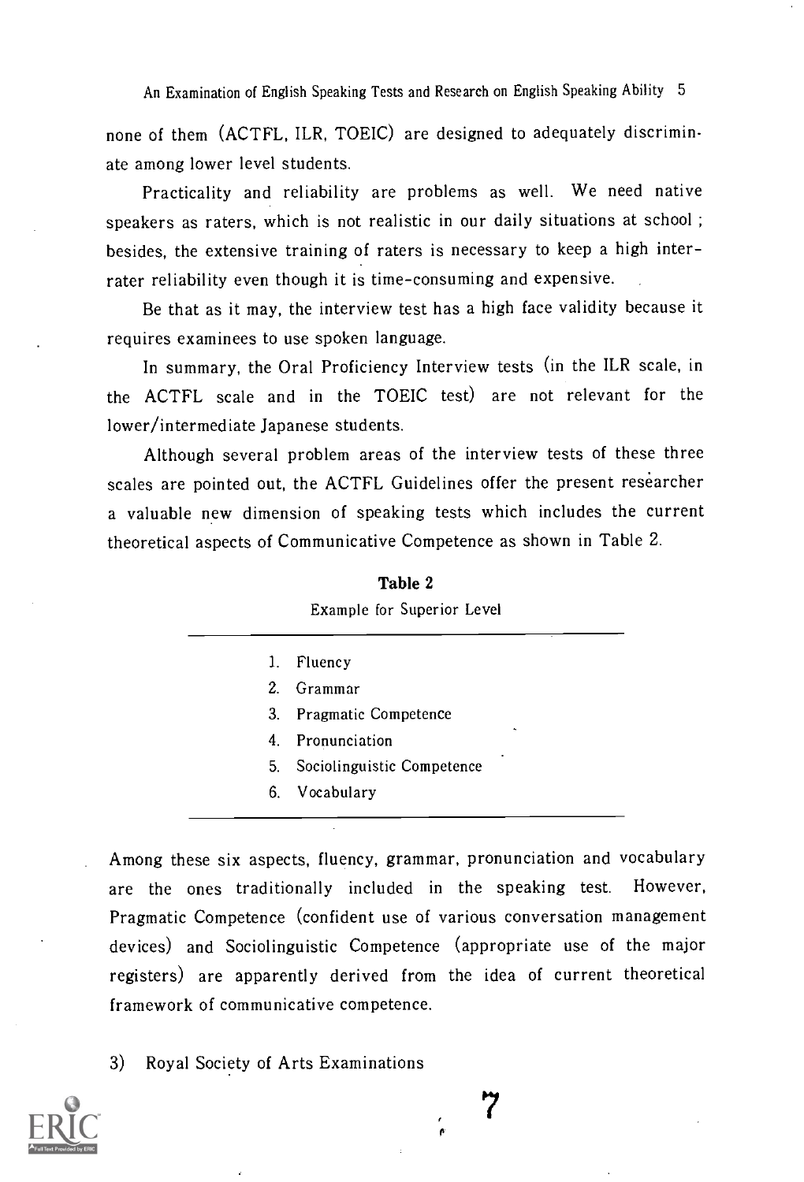none of them (ACTFL, ILR, TOEIC) are designed to adequately discriminate among lower level students.

Practicality and reliability are problems as well. We need native speakers as raters, which is not realistic in our daily situations at school ; besides, the extensive training of raters is necessary to keep a high inter-rater reliability even though it is time-consuming and expensive.

Be that as it may, the interview test has a high face validity because it requires examinees to use spoken language.

In summary, the Oral Proficiency Interview tests (in the ILR scale, in the ACTFL scale and in the TOEIC test) are not relevant for the lower/intermediate Japanese students.

Although several problem areas of the interview tests of these three scales are pointed out, the ACTFL Guidelines offer the present researcher a valuable new dimension of speaking tests which includes the current theoretical aspects of Communicative Competence as shown in Table 2.

**Table 2**

Example for Superior Level

1. Fluency
2. Grammar
3. Pragmatic Competence
4. Pronunciation
5. Sociolinguistic Competence
6. Vocabulary

Among these six aspects, fluency, grammar, pronunciation and vocabulary are the ones traditionally included in the speaking test. However, Pragmatic Competence (confident use of various conversation management devices) and Sociolinguistic Competence (appropriate use of the major registers) are apparently derived from the idea of current theoretical framework of communicative competence.

3) Royal Society of Arts Examinations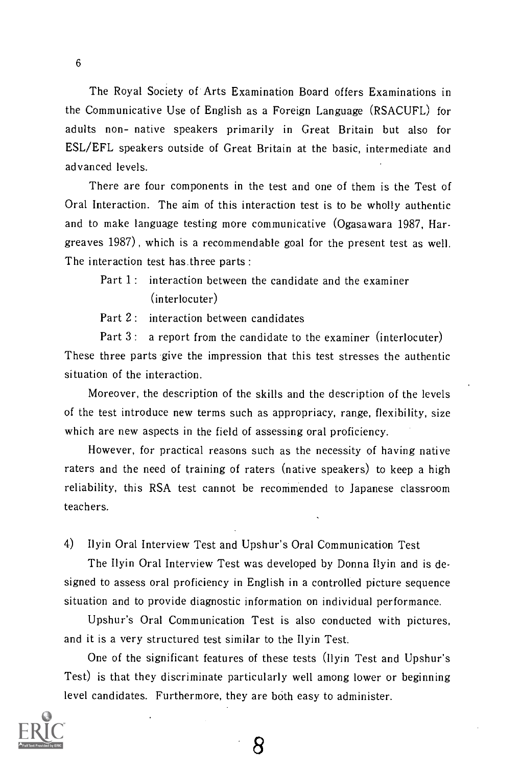The Royal Society of Arts Examination Board offers Examinations in the Communicative Use of English as a Foreign Language (RSACUFL) for adults non- native speakers primarily in Great Britain but also for ESL/EFL speakers outside of Great Britain at the basic, intermediate and advanced levels.

There are four components in the test and one of them is the Test of Oral Interaction. The aim of this interaction test is to be wholly authentic and to make language testing more communicative (Ogasawara 1987, Hargreaves 1987), which is a recommendable goal for the present test as well. The interaction test has three parts :

Part 1 : interaction between the candidate and the examiner (interlocuter)

Part 2 : interaction between candidates

Part 3 : a report from the candidate to the examiner (interlocuter)

These three parts give the impression that this test stresses the authentic situation of the interaction.

Moreover, the description of the skills and the description of the levels of the test introduce new terms such as appropriacy, range, flexibility, size which are new aspects in the field of assessing oral proficiency.

However, for practical reasons such as the necessity of having native raters and the need of training of raters (native speakers) to keep a high reliability, this RSA test cannot be recommended to Japanese classroom teachers.

4) Ilyin Oral Interview Test and Upshur's Oral Communication Test

The Ilyin Oral Interview Test was developed by Donna Ilyin and is designed to assess oral proficiency in English in a controlled picture sequence situation and to provide diagnostic information on individual performance.

Upshur's Oral Communication Test is also conducted with pictures, and it is a very structured test similar to the Ilyin Test.

One of the significant features of these tests (Ilyin Test and Upshur's Test) is that they discriminate particularly well among lower or beginning level candidates. Furthermore, they are both easy to administer.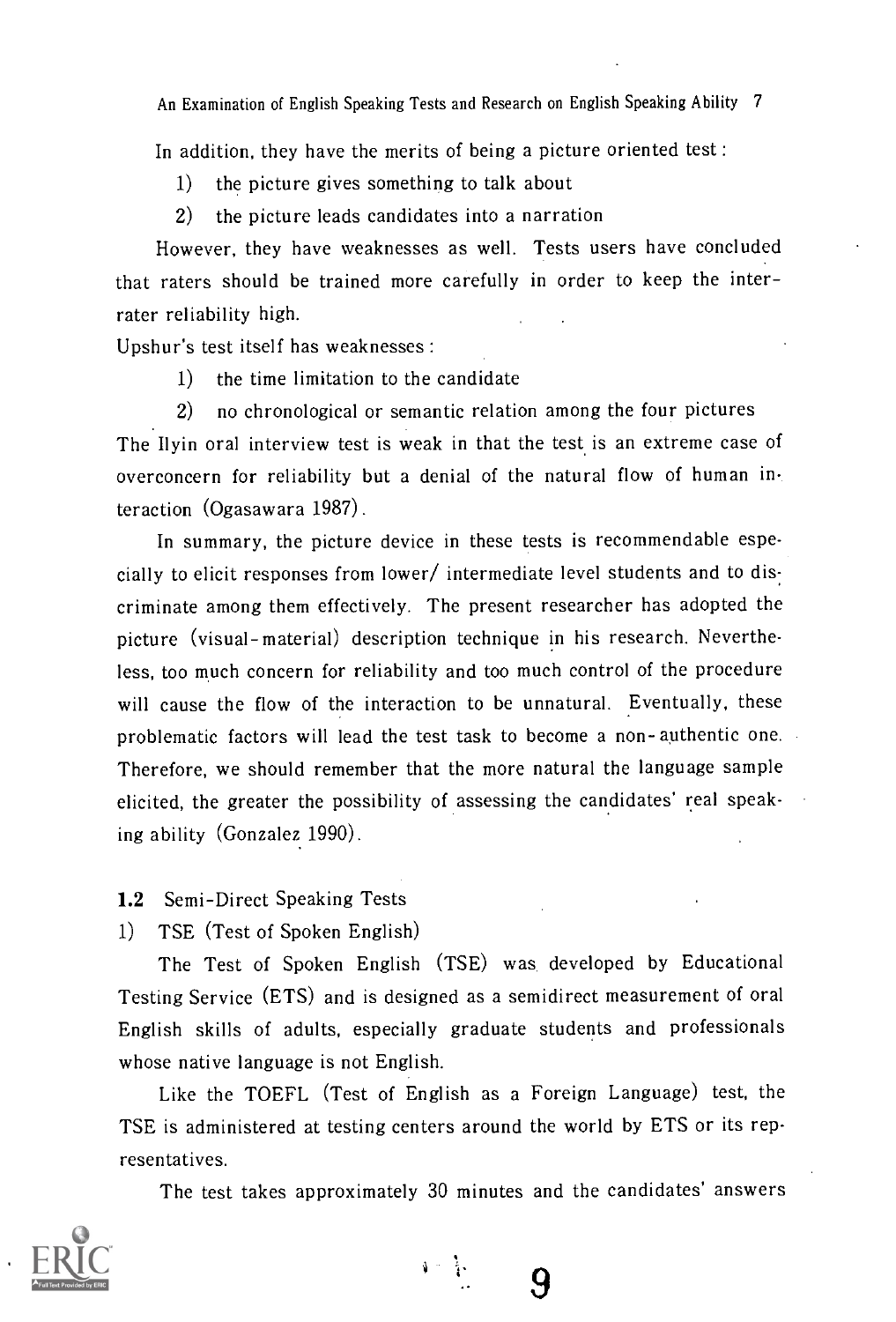In addition, they have the merits of being a picture oriented test :

1) the picture gives something to talk about
2) the picture leads candidates into a narration

However, they have weaknesses as well. Tests users have concluded that raters should be trained more carefully in order to keep the inter-rater reliability high.

Upshur's test itself has weaknesses :

1) the time limitation to the candidate
2) no chronological or semantic relation among the four pictures

The Ilyin oral interview test is weak in that the test is an extreme case of overconcern for reliability but a denial of the natural flow of human interaction (Ogasawara 1987).

In summary, the picture device in these tests is recommendable especially to elicit responses from lower/ intermediate level students and to discriminate among them effectively. The present researcher has adopted the picture (visual-material) description technique in his research. Nevertheless, too much concern for reliability and too much control of the procedure will cause the flow of the interaction to be unnatural. Eventually, these problematic factors will lead the test task to become a non-authentic one. Therefore, we should remember that the more natural the language sample elicited, the greater the possibility of assessing the candidates' real speaking ability (Gonzalez 1990).

### **1.2** Semi-Direct Speaking Tests

#### 1) TSE (Test of Spoken English)

The Test of Spoken English (TSE) was developed by Educational Testing Service (ETS) and is designed as a semidirect measurement of oral English skills of adults, especially graduate students and professionals whose native language is not English.

Like the TOEFL (Test of English as a Foreign Language) test, the TSE is administered at testing centers around the world by ETS or its representatives.

The test takes approximately 30 minutes and the candidates' answers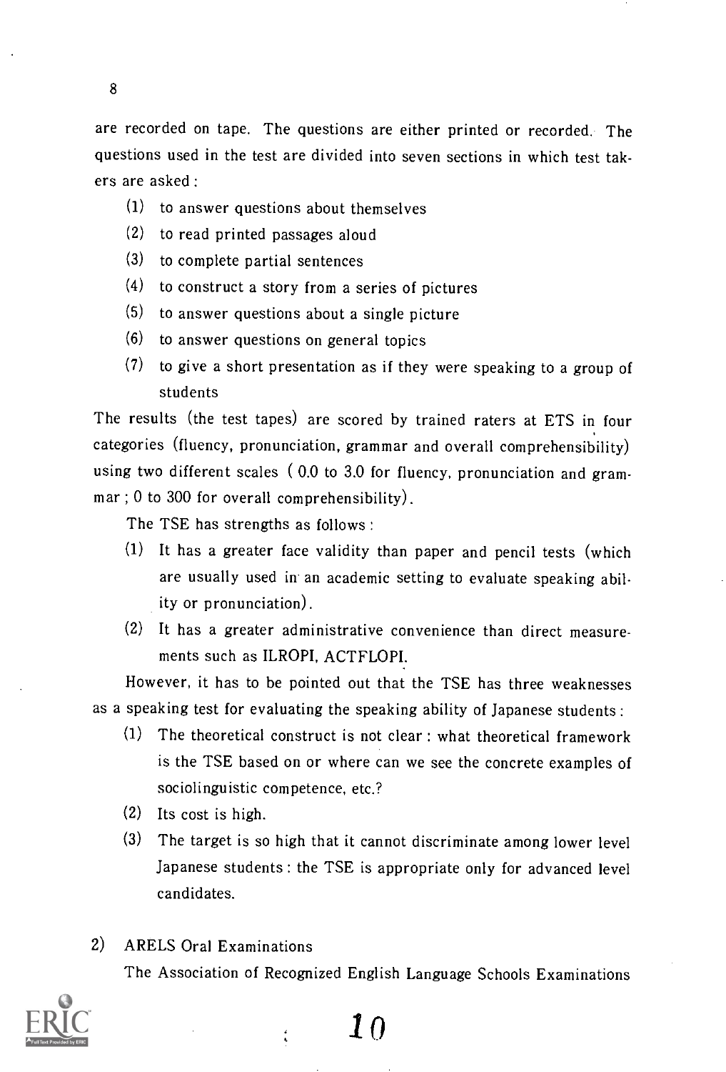are recorded on tape. The questions are either printed or recorded. The questions used in the test are divided into seven sections in which test takers are asked :

(1) to answer questions about themselves
(2) to read printed passages aloud
(3) to complete partial sentences
(4) to construct a story from a series of pictures
(5) to answer questions about a single picture
(6) to answer questions on general topics
(7) to give a short presentation as if they were speaking to a group of students

The results (the test tapes) are scored by trained raters at ETS in four categories (fluency, pronunciation, grammar and overall comprehensibility) using two different scales ( 0.0 to 3.0 for fluency, pronunciation and grammar ; 0 to 300 for overall comprehensibility).

The TSE has strengths as follows :

(1) It has a greater face validity than paper and pencil tests (which are usually used in an academic setting to evaluate speaking ability or pronunciation).
(2) It has a greater administrative convenience than direct measurements such as ILROPI, ACTFLOPI.

However, it has to be pointed out that the TSE has three weaknesses as a speaking test for evaluating the speaking ability of Japanese students :

(1) The theoretical construct is not clear : what theoretical framework is the TSE based on or where can we see the concrete examples of sociolinguistic competence, etc.?
(2) Its cost is high.
(3) The target is so high that it cannot discriminate among lower level Japanese students : the TSE is appropriate only for advanced level candidates.

2) ARELS Oral Examinations

The Association of Recognized English Language Schools Examinations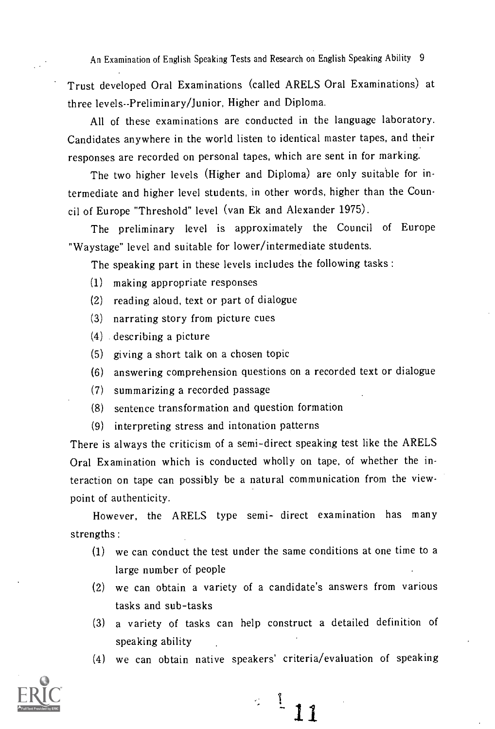Trust developed Oral Examinations (called ARELS Oral Examinations) at three levels--Preliminary/Junior, Higher and Diploma.

All of these examinations are conducted in the language laboratory. Candidates anywhere in the world listen to identical master tapes, and their responses are recorded on personal tapes, which are sent in for marking.

The two higher levels (Higher and Diploma) are only suitable for intermediate and higher level students, in other words, higher than the Council of Europe "Threshold" level (van Ek and Alexander 1975).

The preliminary level is approximately the Council of Europe "Waystage" level and suitable for lower/intermediate students.

The speaking part in these levels includes the following tasks :

(1) making appropriate responses
(2) reading aloud, text or part of dialogue
(3) narrating story from picture cues
(4) describing a picture
(5) giving a short talk on a chosen topic
(6) answering comprehension questions on a recorded text or dialogue
(7) summarizing a recorded passage
(8) sentence transformation and question formation
(9) interpreting stress and intonation patterns

There is always the criticism of a semi-direct speaking test like the ARELS Oral Examination which is conducted wholly on tape, of whether the interaction on tape can possibly be a natural communication from the viewpoint of authenticity.

However, the ARELS type semi- direct examination has many strengths :

(1) we can conduct the test under the same conditions at one time to a large number of people
(2) we can obtain a variety of a candidate's answers from various tasks and sub-tasks
(3) a variety of tasks can help construct a detailed definition of speaking ability
(4) we can obtain native speakers' criteria/evaluation of speaking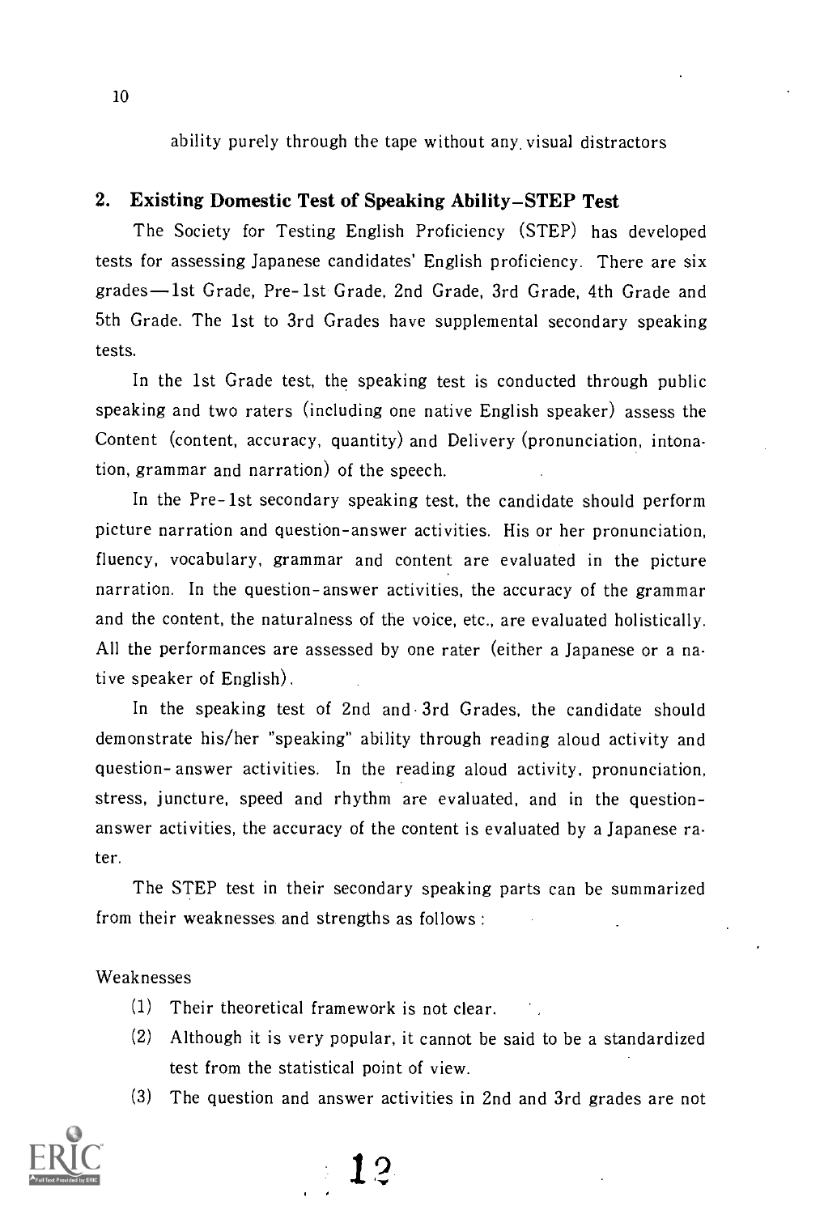ability purely through the tape without any visual distractors

## 2. Existing Domestic Test of Speaking Ability–STEP Test

The Society for Testing English Proficiency (STEP) has developed tests for assessing Japanese candidates' English proficiency. There are six grades—1st Grade, Pre-1st Grade, 2nd Grade, 3rd Grade, 4th Grade and 5th Grade. The 1st to 3rd Grades have supplemental secondary speaking tests.

In the 1st Grade test, the speaking test is conducted through public speaking and two raters (including one native English speaker) assess the Content (content, accuracy, quantity) and Delivery (pronunciation, intonation, grammar and narration) of the speech.

In the Pre-1st secondary speaking test, the candidate should perform picture narration and question-answer activities. His or her pronunciation, fluency, vocabulary, grammar and content are evaluated in the picture narration. In the question-answer activities, the accuracy of the grammar and the content, the naturalness of the voice, etc., are evaluated holistically. All the performances are assessed by one rater (either a Japanese or a native speaker of English).

In the speaking test of 2nd and 3rd Grades, the candidate should demonstrate his/her "speaking" ability through reading aloud activity and question-answer activities. In the reading aloud activity, pronunciation, stress, juncture, speed and rhythm are evaluated, and in the question-answer activities, the accuracy of the content is evaluated by a Japanese rater.

The STEP test in their secondary speaking parts can be summarized from their weaknesses and strengths as follows :

Weaknesses

(1) Their theoretical framework is not clear.

(2) Although it is very popular, it cannot be said to be a standardized test from the statistical point of view.

(3) The question and answer activities in 2nd and 3rd grades are not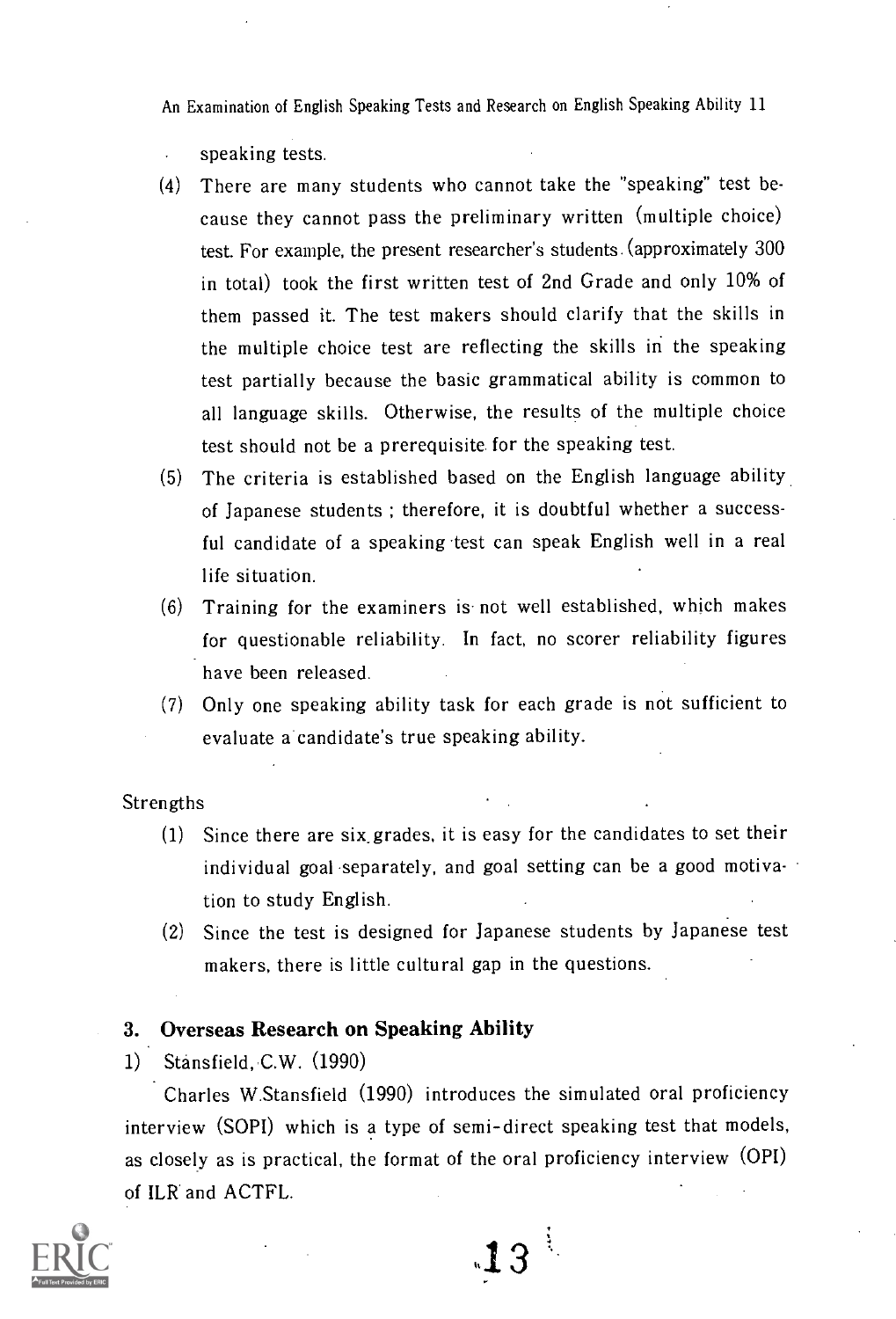speaking tests.

(4) There are many students who cannot take the "speaking" test because they cannot pass the preliminary written (multiple choice) test. For example, the present researcher's students (approximately 300 in total) took the first written test of 2nd Grade and only 10% of them passed it. The test makers should clarify that the skills in the multiple choice test are reflecting the skills in the speaking test partially because the basic grammatical ability is common to all language skills. Otherwise, the results of the multiple choice test should not be a prerequisite for the speaking test.

(5) The criteria is established based on the English language ability of Japanese students ; therefore, it is doubtful whether a successful candidate of a speaking test can speak English well in a real life situation.

(6) Training for the examiners is not well established, which makes for questionable reliability. In fact, no scorer reliability figures have been released.

(7) Only one speaking ability task for each grade is not sufficient to evaluate a candidate's true speaking ability.

Strengths

(1) Since there are six grades, it is easy for the candidates to set their individual goal separately, and goal setting can be a good motivation to study English.

(2) Since the test is designed for Japanese students by Japanese test makers, there is little cultural gap in the questions.

### 3. Overseas Research on Speaking Ability

1) Stansfield, C.W. (1990)

Charles W.Stansfield (1990) introduces the simulated oral proficiency interview (SOPI) which is a type of semi-direct speaking test that models, as closely as is practical, the format of the oral proficiency interview (OPI) of ILR and ACTFL.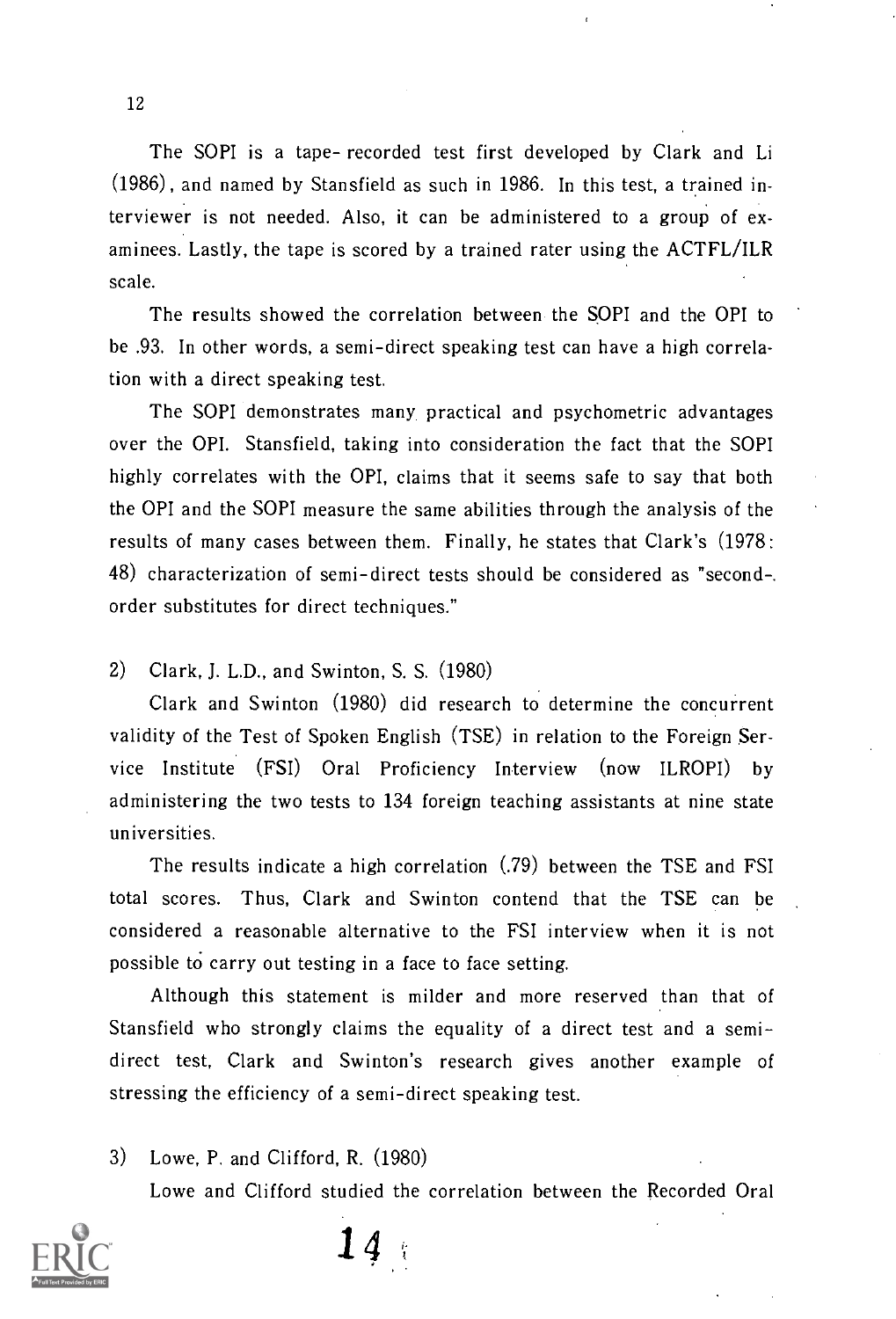The SOPI is a tape- recorded test first developed by Clark and Li (1986), and named by Stansfield as such in 1986. In this test, a trained interviewer is not needed. Also, it can be administered to a group of examinees. Lastly, the tape is scored by a trained rater using the ACTFL/ILR scale.

The results showed the correlation between the SOPI and the OPI to be .93. In other words, a semi-direct speaking test can have a high correlation with a direct speaking test.

The SOPI demonstrates many practical and psychometric advantages over the OPI. Stansfield, taking into consideration the fact that the SOPI highly correlates with the OPI, claims that it seems safe to say that both the OPI and the SOPI measure the same abilities through the analysis of the results of many cases between them. Finally, he states that Clark's (1978: 48) characterization of semi-direct tests should be considered as "second-order substitutes for direct techniques."

2) Clark, J. L.D., and Swinton, S. S. (1980)

Clark and Swinton (1980) did research to determine the concurrent validity of the Test of Spoken English (TSE) in relation to the Foreign Service Institute (FSI) Oral Proficiency Interview (now ILROPI) by administering the two tests to 134 foreign teaching assistants at nine state universities.

The results indicate a high correlation (.79) between the TSE and FSI total scores. Thus, Clark and Swinton contend that the TSE can be considered a reasonable alternative to the FSI interview when it is not possible to carry out testing in a face to face setting.

Although this statement is milder and more reserved than that of Stansfield who strongly claims the equality of a direct test and a semi-direct test, Clark and Swinton's research gives another example of stressing the efficiency of a semi-direct speaking test.

3) Lowe, P. and Clifford, R. (1980)

Lowe and Clifford studied the correlation between the Recorded Oral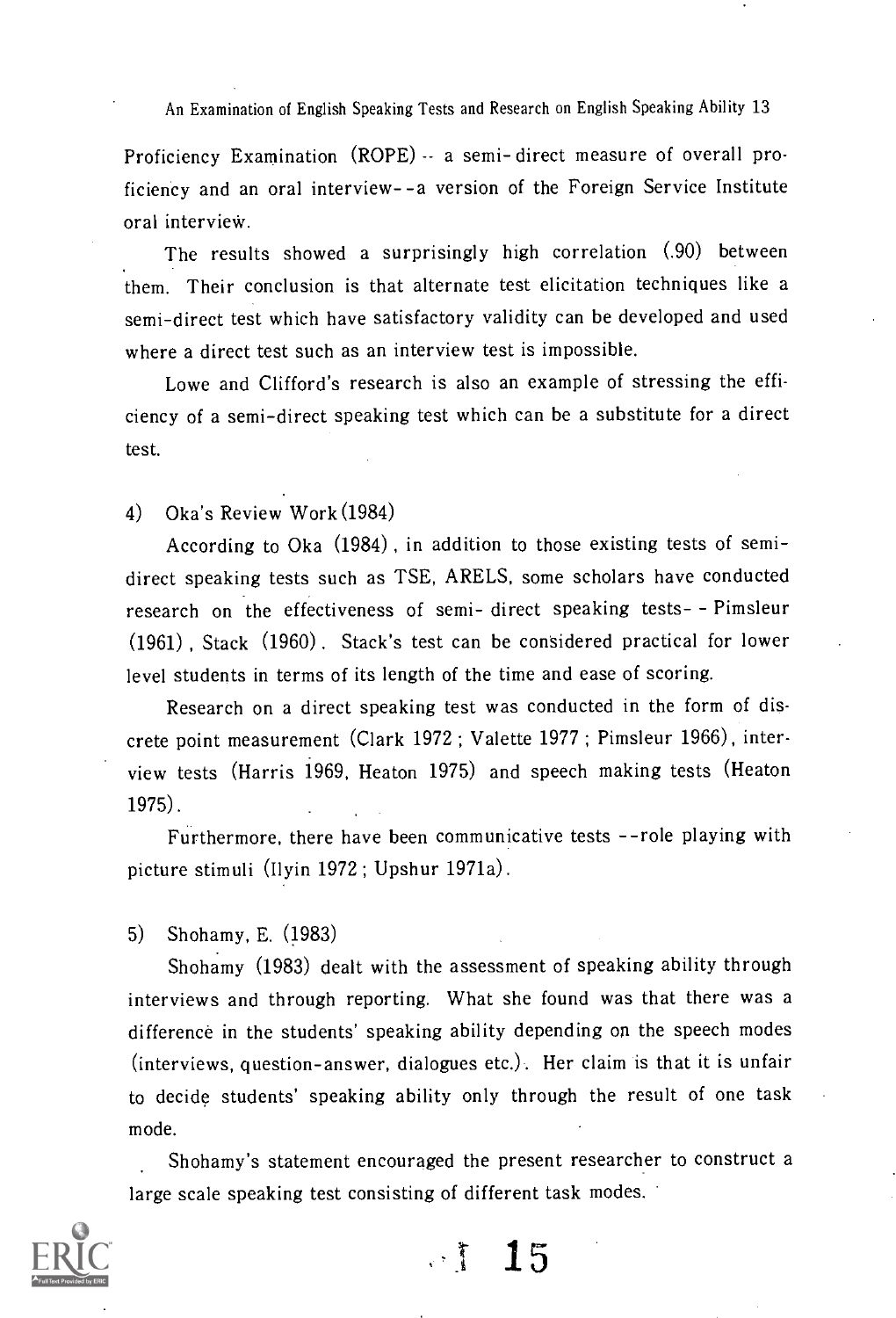Proficiency Examination (ROPE) -- a semi-direct measure of overall proficiency and an oral interview--a version of the Foreign Service Institute oral interview.

The results showed a surprisingly high correlation (.90) between them. Their conclusion is that alternate test elicitation techniques like a semi-direct test which have satisfactory validity can be developed and used where a direct test such as an interview test is impossible.

Lowe and Clifford's research is also an example of stressing the efficiency of a semi-direct speaking test which can be a substitute for a direct test.

4) Oka's Review Work (1984)

According to Oka (1984), in addition to those existing tests of semi-direct speaking tests such as TSE, ARELS, some scholars have conducted research on the effectiveness of semi-direct speaking tests--Pimsleur (1961), Stack (1960). Stack's test can be considered practical for lower level students in terms of its length of the time and ease of scoring.

Research on a direct speaking test was conducted in the form of discrete point measurement (Clark 1972 ; Valette 1977 ; Pimsleur 1966), interview tests (Harris 1969, Heaton 1975) and speech making tests (Heaton 1975).

Furthermore, there have been communicative tests --role playing with picture stimuli (Ilyin 1972 ; Upshur 1971a).

5) Shohamy, E. (1983)

Shohamy (1983) dealt with the assessment of speaking ability through interviews and through reporting. What she found was that there was a difference in the students' speaking ability depending on the speech modes (interviews, question-answer, dialogues etc.). Her claim is that it is unfair to decide students' speaking ability only through the result of one task mode.

Shohamy's statement encouraged the present researcher to construct a large scale speaking test consisting of different task modes.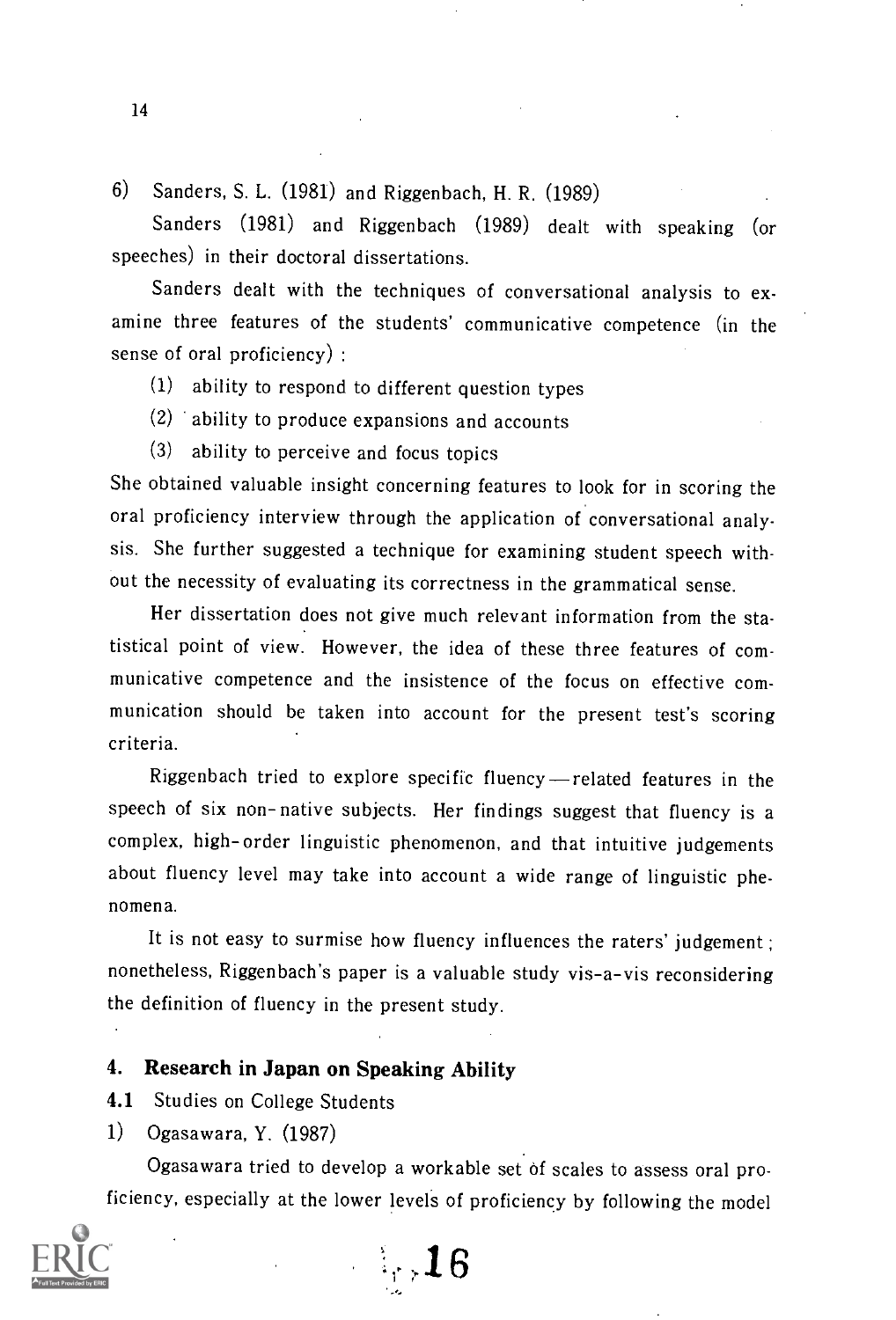6) Sanders, S. L. (1981) and Riggenbach, H. R. (1989)

Sanders (1981) and Riggenbach (1989) dealt with speaking (or speeches) in their doctoral dissertations.

Sanders dealt with the techniques of conversational analysis to examine three features of the students' communicative competence (in the sense of oral proficiency) :

(1) ability to respond to different question types

(2) ability to produce expansions and accounts

(3) ability to perceive and focus topics

She obtained valuable insight concerning features to look for in scoring the oral proficiency interview through the application of conversational analysis. She further suggested a technique for examining student speech without the necessity of evaluating its correctness in the grammatical sense.

Her dissertation does not give much relevant information from the statistical point of view. However, the idea of these three features of communicative competence and the insistence of the focus on effective communication should be taken into account for the present test's scoring criteria.

Riggenbach tried to explore specific fluency—related features in the speech of six non-native subjects. Her findings suggest that fluency is a complex, high-order linguistic phenomenon, and that intuitive judgements about fluency level may take into account a wide range of linguistic phenomena.

It is not easy to surmise how fluency influences the raters' judgement ; nonetheless, Riggenbach's paper is a valuable study vis-a-vis reconsidering the definition of fluency in the present study.

## 4. Research in Japan on Speaking Ability

### 4.1 Studies on College Students

1) Ogasawara, Y. (1987)

Ogasawara tried to develop a workable set of scales to assess oral proficiency, especially at the lower levels of proficiency by following the model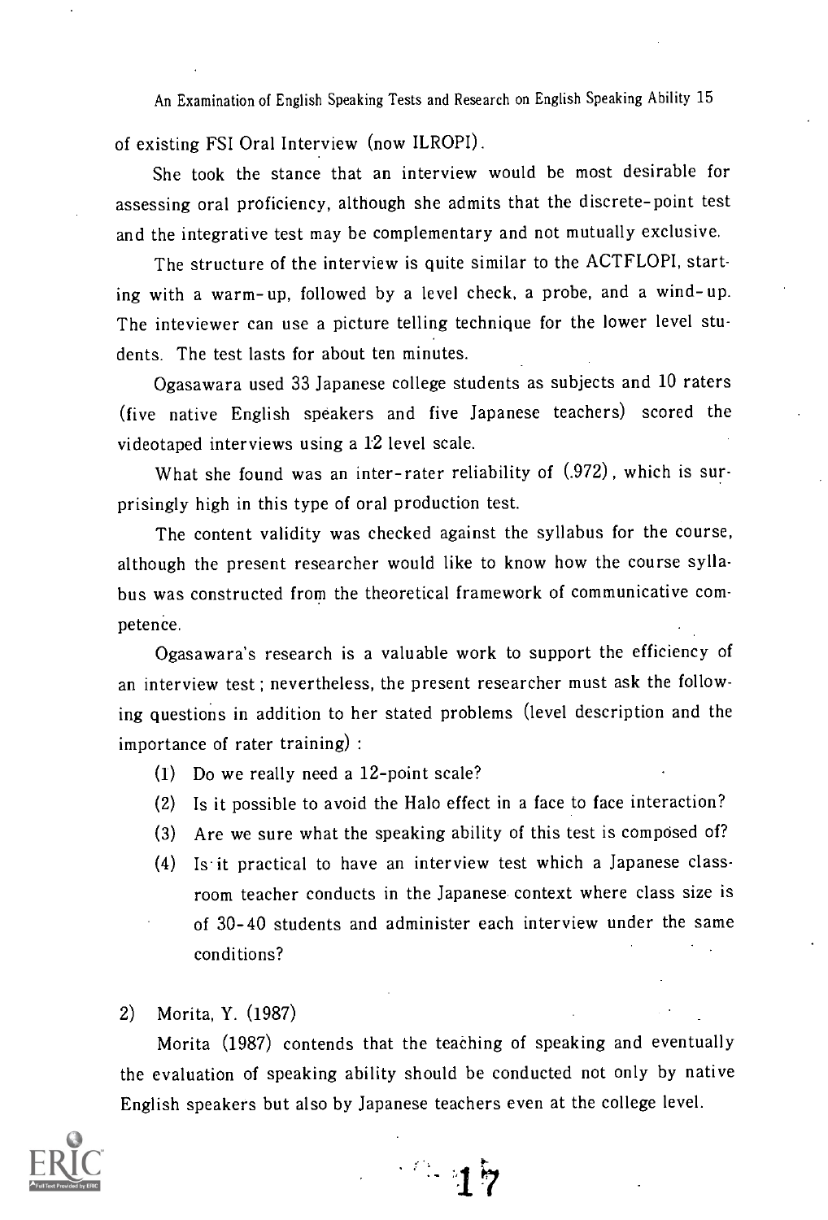of existing FSI Oral Interview (now ILROPI).

She took the stance that an interview would be most desirable for assessing oral proficiency, although she admits that the discrete-point test and the integrative test may be complementary and not mutually exclusive.

The structure of the interview is quite similar to the ACTFLOPI, starting with a warm-up, followed by a level check, a probe, and a wind-up. The inteviewer can use a picture telling technique for the lower level students. The test lasts for about ten minutes.

Ogasawara used 33 Japanese college students as subjects and 10 raters (five native English speakers and five Japanese teachers) scored the videotaped interviews using a 12 level scale.

What she found was an inter-rater reliability of (.972), which is surprisingly high in this type of oral production test.

The content validity was checked against the syllabus for the course, although the present researcher would like to know how the course syllabus was constructed from the theoretical framework of communicative competence.

Ogasawara's research is a valuable work to support the efficiency of an interview test; nevertheless, the present researcher must ask the following questions in addition to her stated problems (level description and the importance of rater training):

(1) Do we really need a 12-point scale?

(2) Is it possible to avoid the Halo effect in a face to face interaction?

(3) Are we sure what the speaking ability of this test is composed of?

(4) Is it practical to have an interview test which a Japanese classroom teacher conducts in the Japanese context where class size is of 30-40 students and administer each interview under the same conditions?

2) Morita, Y. (1987)

Morita (1987) contends that the teaching of speaking and eventually the evaluation of speaking ability should be conducted not only by native English speakers but also by Japanese teachers even at the college level.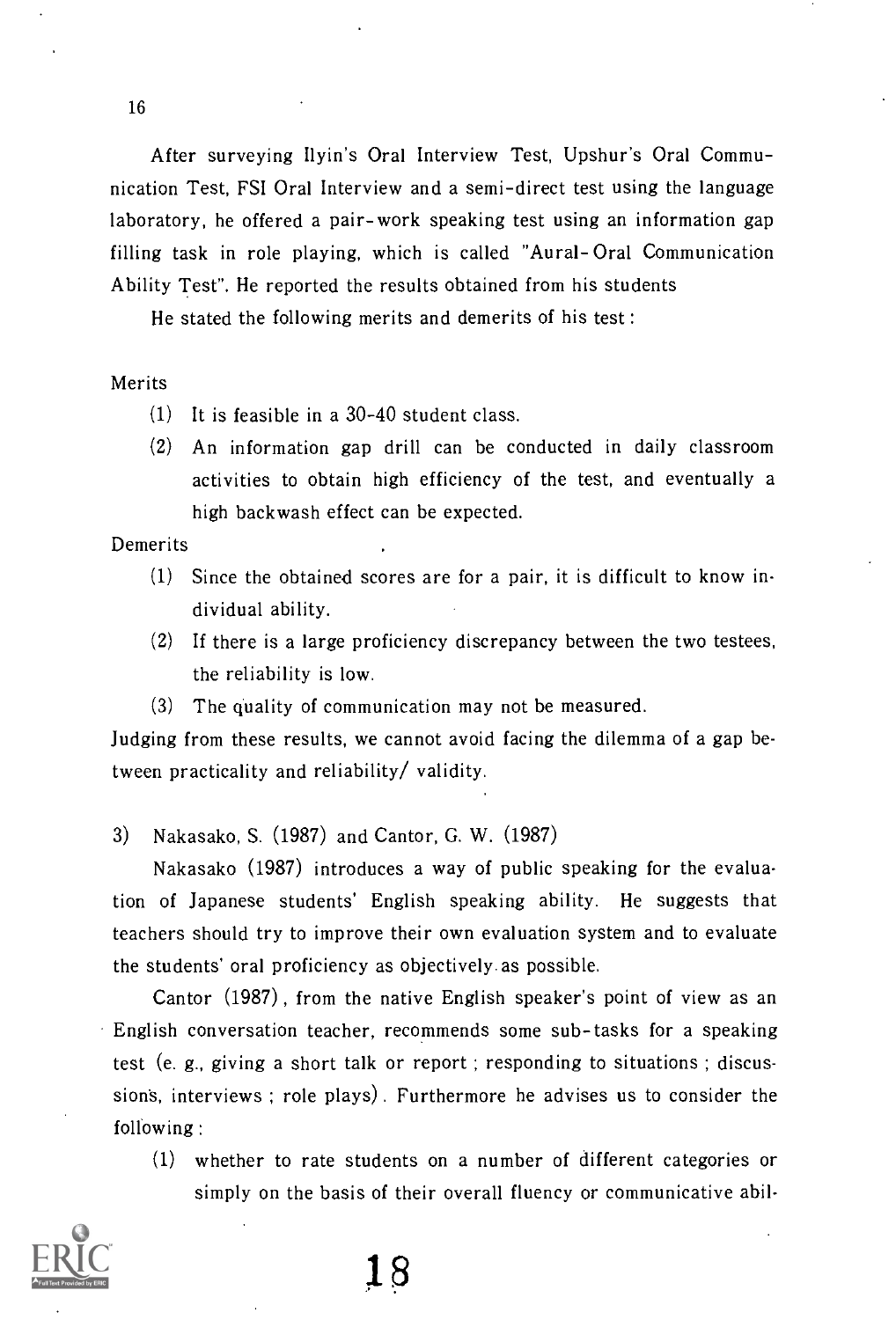After surveying Ilyin's Oral Interview Test, Upshur's Oral Communication Test, FSI Oral Interview and a semi-direct test using the language laboratory, he offered a pair-work speaking test using an information gap filling task in role playing, which is called "Aural-Oral Communication Ability Test". He reported the results obtained from his students

He stated the following merits and demerits of his test :

Merits

(1) It is feasible in a 30-40 student class.

(2) An information gap drill can be conducted in daily classroom activities to obtain high efficiency of the test, and eventually a high backwash effect can be expected.

Demerits

(1) Since the obtained scores are for a pair, it is difficult to know individual ability.

(2) If there is a large proficiency discrepancy between the two testees, the reliability is low.

(3) The quality of communication may not be measured.

Judging from these results, we cannot avoid facing the dilemma of a gap between practicality and reliability/ validity.

3) Nakasako, S. (1987) and Cantor, G. W. (1987)

Nakasako (1987) introduces a way of public speaking for the evaluation of Japanese students' English speaking ability. He suggests that teachers should try to improve their own evaluation system and to evaluate the students' oral proficiency as objectively as possible.

Cantor (1987), from the native English speaker's point of view as an English conversation teacher, recommends some sub-tasks for a speaking test (e. g., giving a short talk or report ; responding to situations ; discussions, interviews ; role plays). Furthermore he advises us to consider the following :

(1) whether to rate students on a number of different categories or simply on the basis of their overall fluency or communicative abil-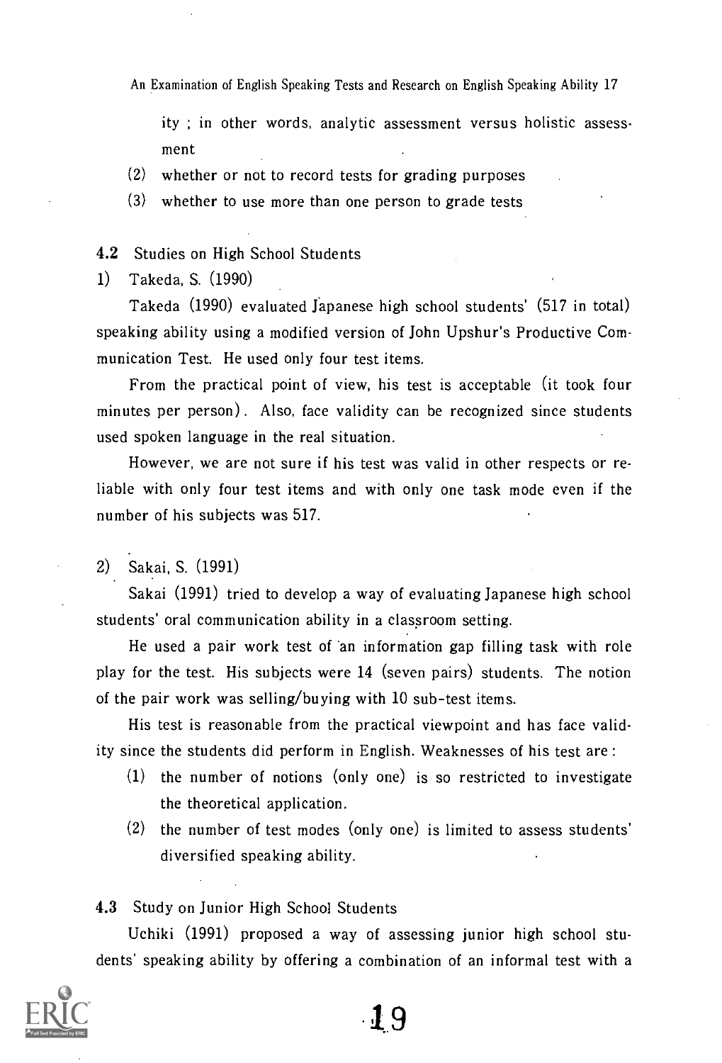ity ; in other words, analytic assessment versus holistic assessment

(2) whether or not to record tests for grading purposes

(3) whether to use more than one person to grade tests

### 4.2 Studies on High School Students

1) Takeda, S. (1990)

Takeda (1990) evaluated Japanese high school students' (517 in total) speaking ability using a modified version of John Upshur's Productive Communication Test. He used only four test items.

From the practical point of view, his test is acceptable (it took four minutes per person). Also, face validity can be recognized since students used spoken language in the real situation.

However, we are not sure if his test was valid in other respects or reliable with only four test items and with only one task mode even if the number of his subjects was 517.

2) Sakai, S. (1991)

Sakai (1991) tried to develop a way of evaluating Japanese high school students' oral communication ability in a classroom setting.

He used a pair work test of an information gap filling task with role play for the test. His subjects were 14 (seven pairs) students. The notion of the pair work was selling/buying with 10 sub-test items.

His test is reasonable from the practical viewpoint and has face validity since the students did perform in English. Weaknesses of his test are :

(1) the number of notions (only one) is so restricted to investigate the theoretical application.

(2) the number of test modes (only one) is limited to assess students' diversified speaking ability.

### 4.3 Study on Junior High School Students

Uchiki (1991) proposed a way of assessing junior high school students' speaking ability by offering a combination of an informal test with a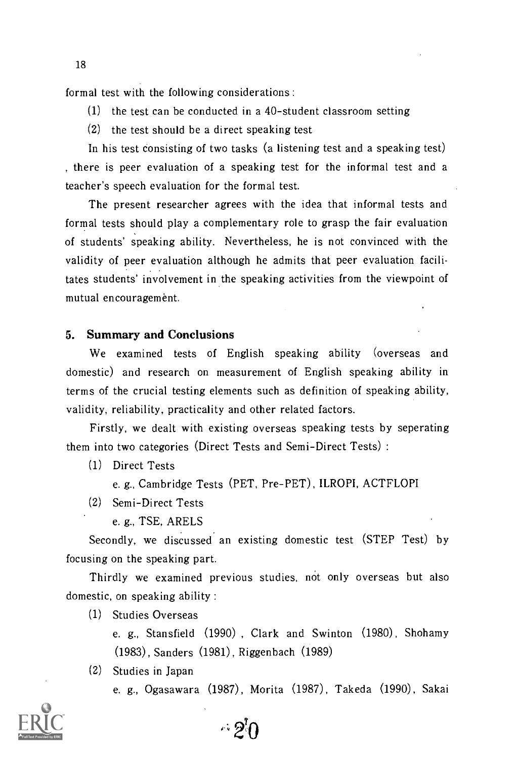formal test with the following considerations :

(1) the test can be conducted in a 40-student classroom setting

(2) the test should be a direct speaking test

In his test consisting of two tasks (a listening test and a speaking test), there is peer evaluation of a speaking test for the informal test and a teacher's speech evaluation for the formal test.

The present researcher agrees with the idea that informal tests and formal tests should play a complementary role to grasp the fair evaluation of students' speaking ability. Nevertheless, he is not convinced with the validity of peer evaluation although he admits that peer evaluation facilitates students' involvement in the speaking activities from the viewpoint of mutual encouragement.

## 5. Summary and Conclusions

We examined tests of English speaking ability (overseas and domestic) and research on measurement of English speaking ability in terms of the crucial testing elements such as definition of speaking ability, validity, reliability, practicality and other related factors.

Firstly, we dealt with existing overseas speaking tests by seperating them into two categories (Direct Tests and Semi-Direct Tests) :

(1) Direct Tests

e. g., Cambridge Tests (PET, Pre-PET), ILROPI, ACTFLOPI

(2) Semi-Direct Tests

e. g., TSE, ARELS

Secondly, we discussed an existing domestic test (STEP Test) by focusing on the speaking part.

Thirdly we examined previous studies, not only overseas but also domestic, on speaking ability :

(1) Studies Overseas

e. g., Stansfield (1990), Clark and Swinton (1980), Shohamy (1983), Sanders (1981), Riggenbach (1989)

(2) Studies in Japan

e. g., Ogasawara (1987), Morita (1987), Takeda (1990), Sakai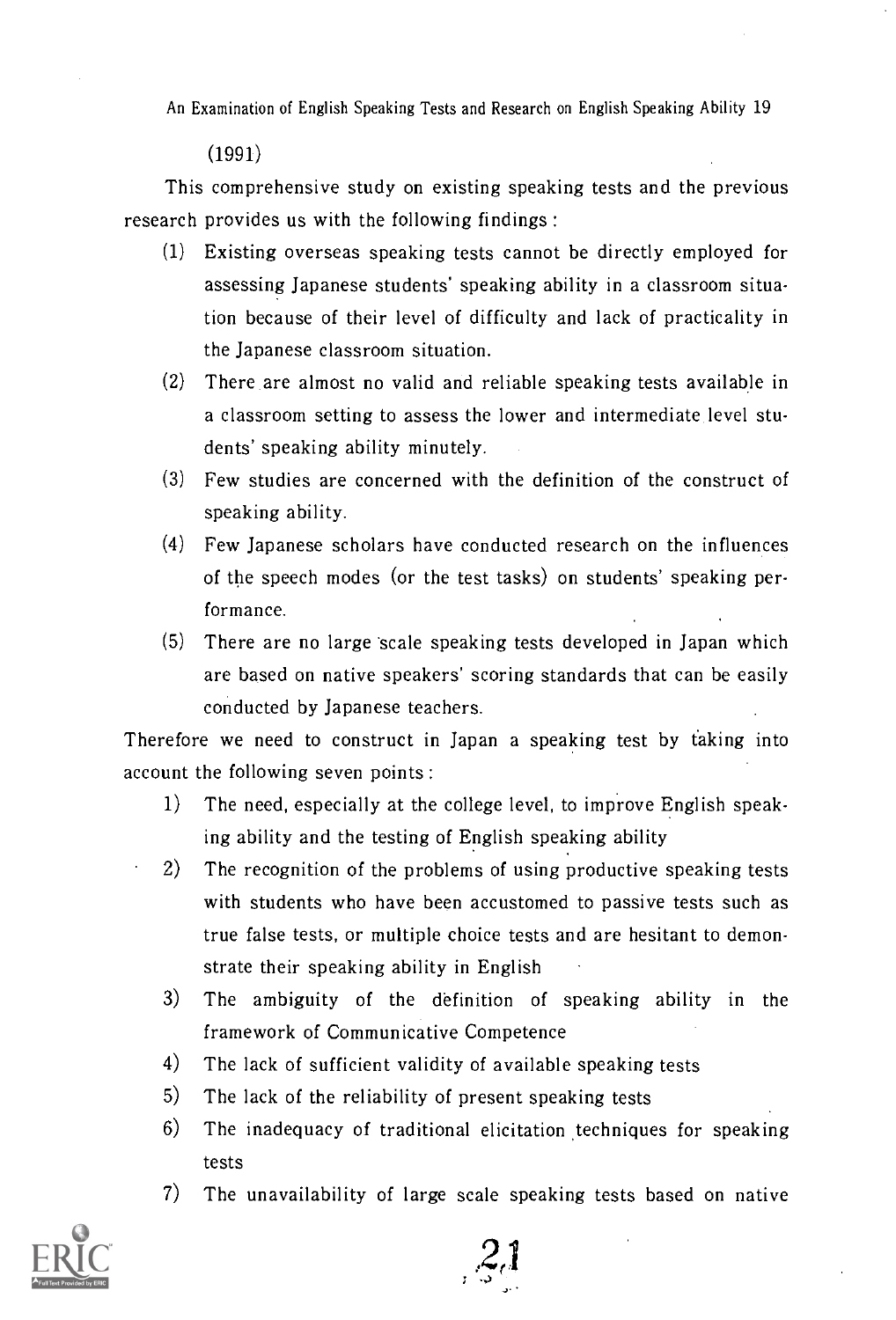(1991)

This comprehensive study on existing speaking tests and the previous research provides us with the following findings :

(1) Existing overseas speaking tests cannot be directly employed for assessing Japanese students' speaking ability in a classroom situation because of their level of difficulty and lack of practicality in the Japanese classroom situation.

(2) There are almost no valid and reliable speaking tests available in a classroom setting to assess the lower and intermediate level students' speaking ability minutely.

(3) Few studies are concerned with the definition of the construct of speaking ability.

(4) Few Japanese scholars have conducted research on the influences of the speech modes (or the test tasks) on students' speaking performance.

(5) There are no large scale speaking tests developed in Japan which are based on native speakers' scoring standards that can be easily conducted by Japanese teachers.

Therefore we need to construct in Japan a speaking test by taking into account the following seven points :

1) The need, especially at the college level, to improve English speaking ability and the testing of English speaking ability

2) The recognition of the problems of using productive speaking tests with students who have been accustomed to passive tests such as true false tests, or multiple choice tests and are hesitant to demonstrate their speaking ability in English

3) The ambiguity of the definition of speaking ability in the framework of Communicative Competence

4) The lack of sufficient validity of available speaking tests

5) The lack of the reliability of present speaking tests

6) The inadequacy of traditional elicitation techniques for speaking tests

7) The unavailability of large scale speaking tests based on native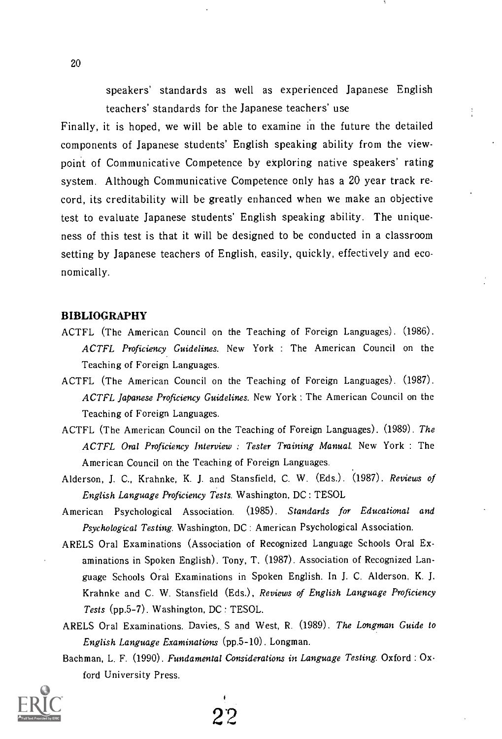speakers' standards as well as experienced Japanese English teachers' standards for the Japanese teachers' use

Finally, it is hoped, we will be able to examine in the future the detailed components of Japanese students' English speaking ability from the viewpoint of Communicative Competence by exploring native speakers' rating system. Although Communicative Competence only has a 20 year track record, its creditability will be greatly enhanced when we make an objective test to evaluate Japanese students' English speaking ability. The uniqueness of this test is that it will be designed to be conducted in a classroom setting by Japanese teachers of English, easily, quickly, effectively and economically.

## BIBLIOGRAPHY

ACTFL (The American Council on the Teaching of Foreign Languages). (1986). *ACTFL Proficiency Guidelines*. New York : The American Council on the Teaching of Foreign Languages.

ACTFL (The American Council on the Teaching of Foreign Languages). (1987). *ACTFL Japanese Proficiency Guidelines*. New York : The American Council on the Teaching of Foreign Languages.

ACTFL (The American Council on the Teaching of Foreign Languages). (1989). *The ACTFL Oral Proficiency Interview : Tester Training Manual.* New York : The American Council on the Teaching of Foreign Languages.

Alderson, J. C., Krahnke, K. J. and Stansfield, C. W. (Eds.). (1987). *Reviews of English Language Proficiency Tests.* Washington, DC : TESOL

American Psychological Association. (1985). *Standards for Educational and Psychological Testing.* Washington, DC : American Psychological Association.

ARELS Oral Examinations (Association of Recognized Language Schools Oral Examinations in Spoken English). Tony, T. (1987). Association of Recognized Language Schools Oral Examinations in Spoken English. In J. C. Alderson, K. J. Krahnke and C. W. Stansfield (Eds.), *Reviews of English Language Proficiency Tests* (pp.5-7). Washington, DC : TESOL.

ARELS Oral Examinations. Davies, S and West, R. (1989). *The Longman Guide to English Language Examinations* (pp.5-10). Longman.

Bachman, L. F. (1990). *Fundamental Considerations in Language Testing.* Oxford : Oxford University Press.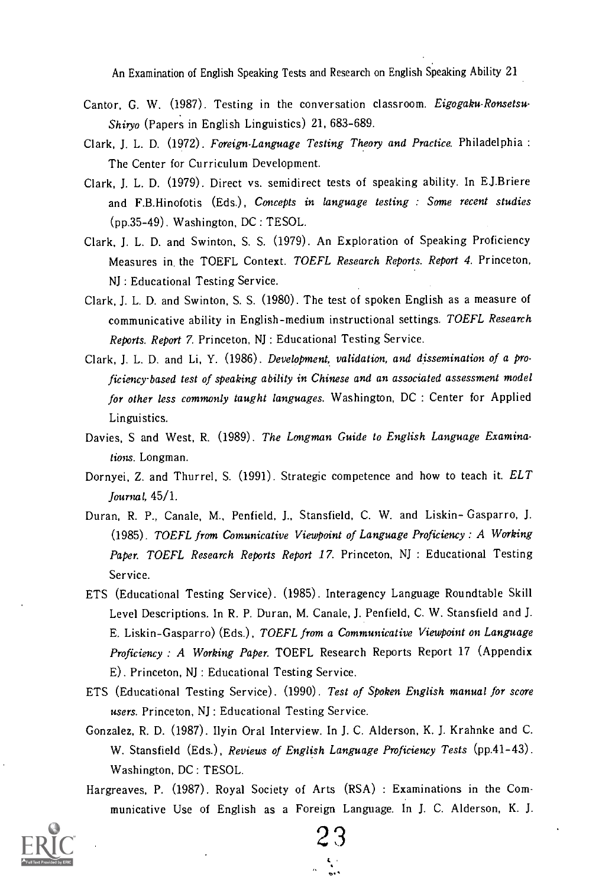Cantor, G. W. (1987). Testing in the conversation classroom. *Eigogaku-Ronsetsu-Shiryo* (Papers in English Linguistics) 21, 683–689.

Clark, J. L. D. (1972). *Foreign-Language Testing Theory and Practice.* Philadelphia : The Center for Curriculum Development.

Clark, J. L. D. (1979). Direct vs. semidirect tests of speaking ability. In E.J.Briere and F.B.Hinofotis (Eds.), *Concepts in language testing : Some recent studies* (pp.35–49). Washington, DC : TESOL.

Clark, J. L. D. and Swinton, S. S. (1979). An Exploration of Speaking Proficiency Measures in the TOEFL Context. *TOEFL Research Reports. Report 4.* Princeton, NJ : Educational Testing Service.

Clark, J. L. D. and Swinton, S. S. (1980). The test of spoken English as a measure of communicative ability in English-medium instructional settings. *TOEFL Research Reports. Report 7.* Princeton, NJ : Educational Testing Service.

Clark, J. L. D. and Li, Y. (1986). *Development, validation, and dissemination of a proficiency-based test of speaking ability in Chinese and an associated assessment model for other less commonly taught languages.* Washington, DC : Center for Applied Linguistics.

Davies, S and West, R. (1989). *The Longman Guide to English Language Examinations.* Longman.

Dornyei, Z. and Thurrel, S. (1991). Strategic competence and how to teach it. *ELT Journal,* 45/1.

Duran, R. P., Canale, M., Penfield, J., Stansfield, C. W. and Liskin- Gasparro, J. (1985). *TOEFL from Comunicative Viewpoint of Language Proficiency : A Working Paper. TOEFL Research Reports Report 17.* Princeton, NJ : Educational Testing Service.

ETS (Educational Testing Service). (1985). Interagency Language Roundtable Skill Level Descriptions. In R. P. Duran, M. Canale, J. Penfield, C. W. Stansfield and J. E. Liskin-Gasparro) (Eds.), *TOEFL from a Communicative Viewpoint on Language Proficiency : A Working Paper.* TOEFL Research Reports Report 17 (Appendix E). Princeton, NJ : Educational Testing Service.

ETS (Educational Testing Service). (1990). *Test of Spoken English manual for score users.* Princeton, NJ : Educational Testing Service.

Gonzalez, R. D. (1987). Ilyin Oral Interview. In J. C. Alderson, K. J. Krahnke and C. W. Stansfield (Eds.), *Reviews of English Language Proficiency Tests* (pp.41–43). Washington, DC : TESOL.

Hargreaves, P. (1987). Royal Society of Arts (RSA) : Examinations in the Communicative Use of English as a Foreign Language. In J. C. Alderson, K. J.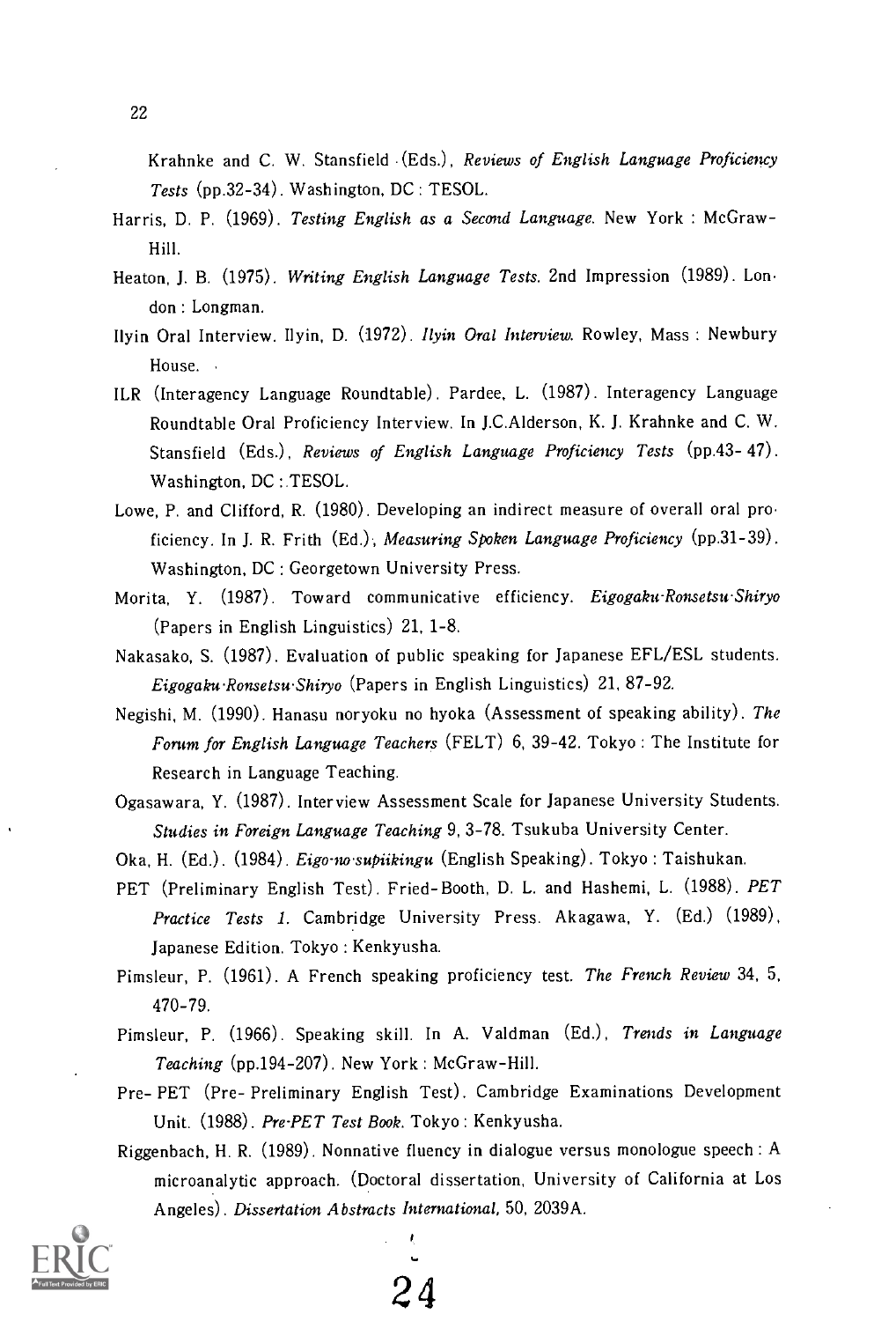Krahnke and C. W. Stansfield (Eds.), *Reviews of English Language Proficiency Tests* (pp.32-34). Washington, DC : TESOL.

Harris, D. P. (1969). *Testing English as a Second Language.* New York : McGraw-Hill.

Heaton, J. B. (1975). *Writing English Language Tests.* 2nd Impression (1989). London : Longman.

Ilyin Oral Interview. Ilyin, D. (1972). *Ilyin Oral Interview.* Rowley, Mass : Newbury House.

ILR (Interagency Language Roundtable). Pardee, L. (1987). Interagency Language Roundtable Oral Proficiency Interview. In J.C.Alderson, K. J. Krahnke and C. W. Stansfield (Eds.), *Reviews of English Language Proficiency Tests* (pp.43- 47). Washington, DC : TESOL.

Lowe, P. and Clifford, R. (1980). Developing an indirect measure of overall oral proficiency. In J. R. Frith (Ed.), *Measuring Spoken Language Proficiency* (pp.31-39). Washington, DC : Georgetown University Press.

Morita, Y. (1987). Toward communicative efficiency. *Eigogaku-Ronsetsu-Shiryo* (Papers in English Linguistics) 21, 1-8.

Nakasako, S. (1987). Evaluation of public speaking for Japanese EFL/ESL students. *Eigogaku-Ronsetsu-Shiryo* (Papers in English Linguistics) 21, 87-92.

Negishi, M. (1990). Hanasu noryoku no hyoka (Assessment of speaking ability). *The Forum for English Language Teachers* (FELT) 6, 39-42. Tokyo : The Institute for Research in Language Teaching.

Ogasawara, Y. (1987). Interview Assessment Scale for Japanese University Students. *Studies in Foreign Language Teaching* 9, 3-78. Tsukuba University Center.

Oka, H. (Ed.). (1984). *Eigo-no-supiikingu* (English Speaking). Tokyo : Taishukan.

PET (Preliminary English Test). Fried-Booth, D. L. and Hashemi, L. (1988). *PET Practice Tests 1.* Cambridge University Press. Akagawa, Y. (Ed.) (1989), Japanese Edition. Tokyo : Kenkyusha.

Pimsleur, P. (1961). A French speaking proficiency test. *The French Review* 34, 5, 470-79.

Pimsleur, P. (1966). Speaking skill. In A. Valdman (Ed.), *Trends in Language Teaching* (pp.194-207). New York : McGraw-Hill.

Pre- PET (Pre- Preliminary English Test). Cambridge Examinations Development Unit. (1988). *Pre-PET Test Book.* Tokyo : Kenkyusha.

Riggenbach, H. R. (1989). Nonnative fluency in dialogue versus monologue speech : A microanalytic approach. (Doctoral dissertation, University of California at Los Angeles). *Dissertation Abstracts International,* 50, 2039A.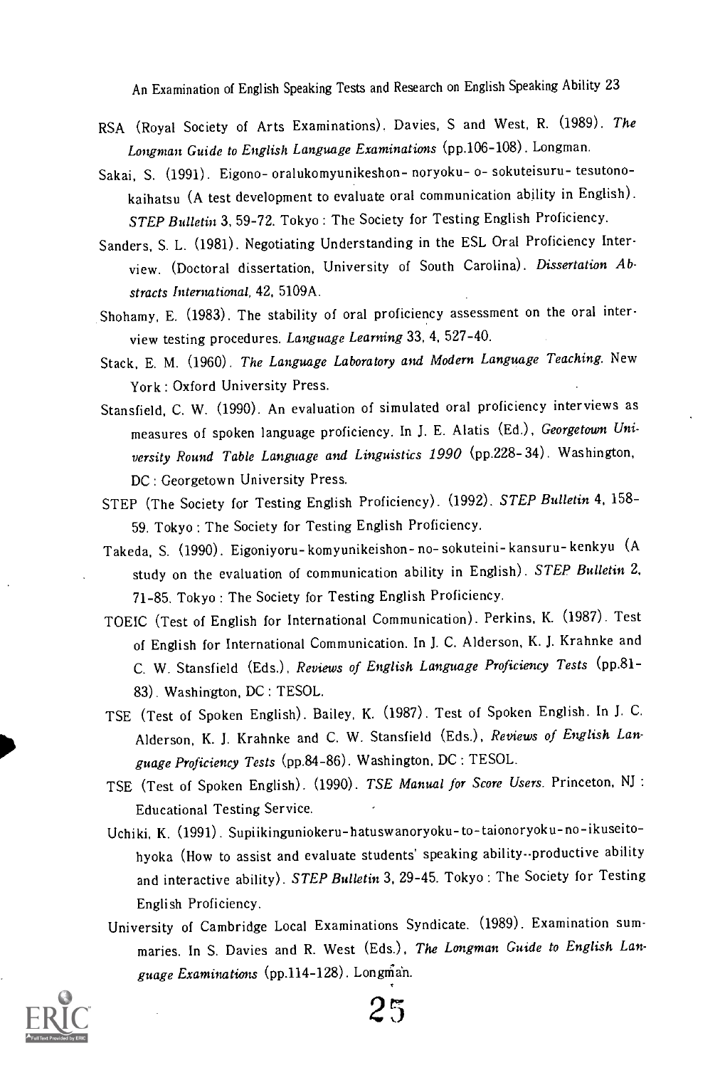RSA (Royal Society of Arts Examinations). Davies, S and West, R. (1989). *The Longman Guide to English Language Examinations* (pp.106-108). Longman.

Sakai, S. (1991). Eigono- oralukomyunikeshon- noryoku- o- sokuteisuru- tesutono-kaihatsu (A test development to evaluate oral communication ability in English). *STEP Bulletin* 3, 59-72. Tokyo : The Society for Testing English Proficiency.

Sanders, S. L. (1981). Negotiating Understanding in the ESL Oral Proficiency Interview. (Doctoral dissertation, University of South Carolina). *Dissertation Abstracts International,* 42, 5109A.

Shohamy, E. (1983). The stability of oral proficiency assessment on the oral interview testing procedures. *Language Learning* 33, 4, 527-40.

Stack, E. M. (1960). *The Language Laboratory and Modern Language Teaching.* New York : Oxford University Press.

Stansfield, C. W. (1990). An evaluation of simulated oral proficiency interviews as measures of spoken language proficiency. In J. E. Alatis (Ed.), *Georgetown University Round Table Language and Linguistics 1990* (pp.228-34). Washington, DC : Georgetown University Press.

STEP (The Society for Testing English Proficiency). (1992). *STEP Bulletin* 4, 158-59. Tokyo : The Society for Testing English Proficiency.

Takeda, S. (1990). Eigoniyoru- komyunikeishon- no- sokuteini- kansuru- kenkyu (A study on the evaluation of communication ability in English). *STEP Bulletin* 2, 71-85. Tokyo : The Society for Testing English Proficiency.

TOEIC (Test of English for International Communication). Perkins, K. (1987). Test of English for International Communication. In J. C. Alderson, K. J. Krahnke and C. W. Stansfield (Eds.), *Reviews of English Language Proficiency Tests* (pp.81-83). Washington, DC : TESOL.

TSE (Test of Spoken English). Bailey, K. (1987). Test of Spoken English. In J. C. Alderson, K. J. Krahnke and C. W. Stansfield (Eds.), *Reviews of English Language Proficiency Tests* (pp.84-86). Washington, DC : TESOL.

TSE (Test of Spoken English). (1990). *TSE Manual for Score Users.* Princeton, NJ : Educational Testing Service.

Uchiki, K. (1991). Supiikinguniokeru-hatuswanoryoku-to-taionoryoku-no-ikuseito-hyoka (How to assist and evaluate students' speaking ability--productive ability and interactive ability). *STEP Bulletin* 3, 29-45. Tokyo : The Society for Testing English Proficiency.

University of Cambridge Local Examinations Syndicate. (1989). Examination summaries. In S. Davies and R. West (Eds.), *The Longman Guide to English Language Examinations* (pp.114-128). Longman.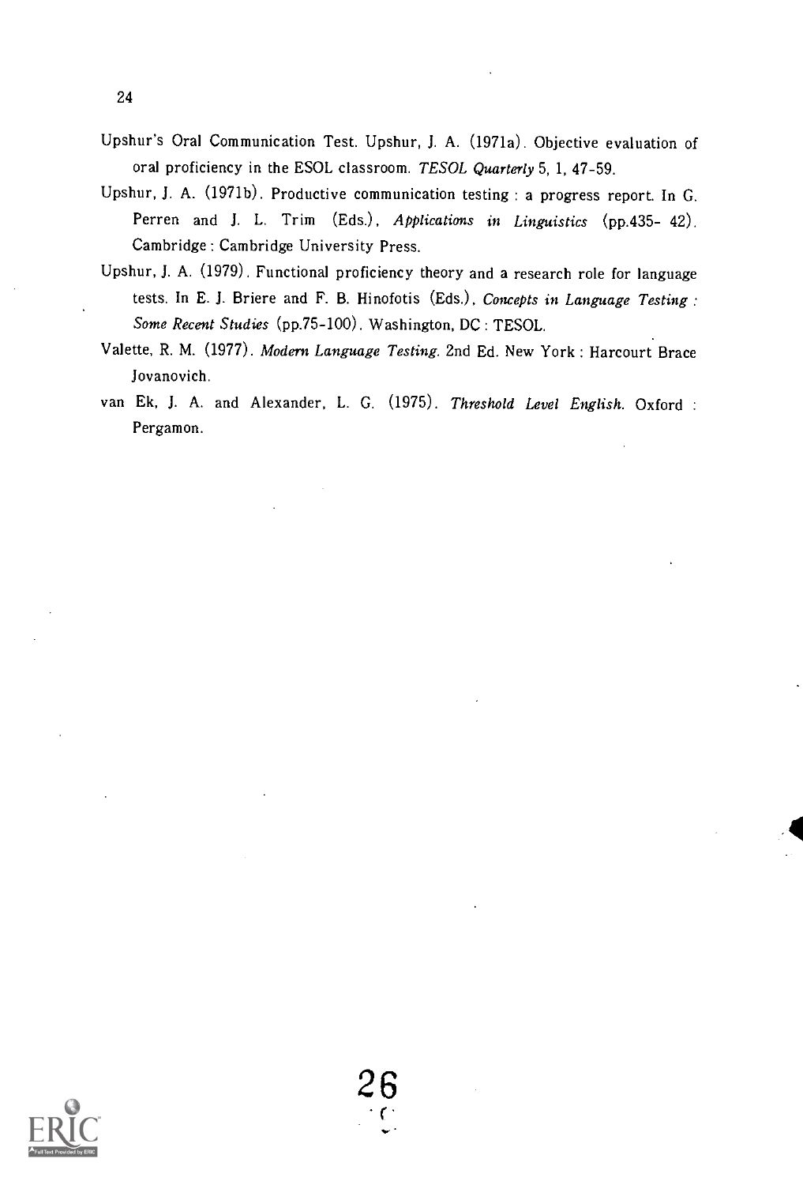Upshur's Oral Communication Test. Upshur, J. A. (1971a). Objective evaluation of oral proficiency in the ESOL classroom. *TESOL Quarterly* 5, 1, 47-59.

Upshur, J. A. (1971b). Productive communication testing : a progress report. In G. Perren and J. L. Trim (Eds.), *Applications in Linguistics* (pp.435- 42). Cambridge : Cambridge University Press.

Upshur, J. A. (1979). Functional proficiency theory and a research role for language tests. In E. J. Briere and F. B. Hinofotis (Eds.), *Concepts in Language Testing : Some Recent Studies* (pp.75-100). Washington, DC : TESOL.

Valette, R. M. (1977). *Modern Language Testing.* 2nd Ed. New York : Harcourt Brace Jovanovich.

van Ek, J. A. and Alexander, L. G. (1975). *Threshold Level English.* Oxford : Pergamon.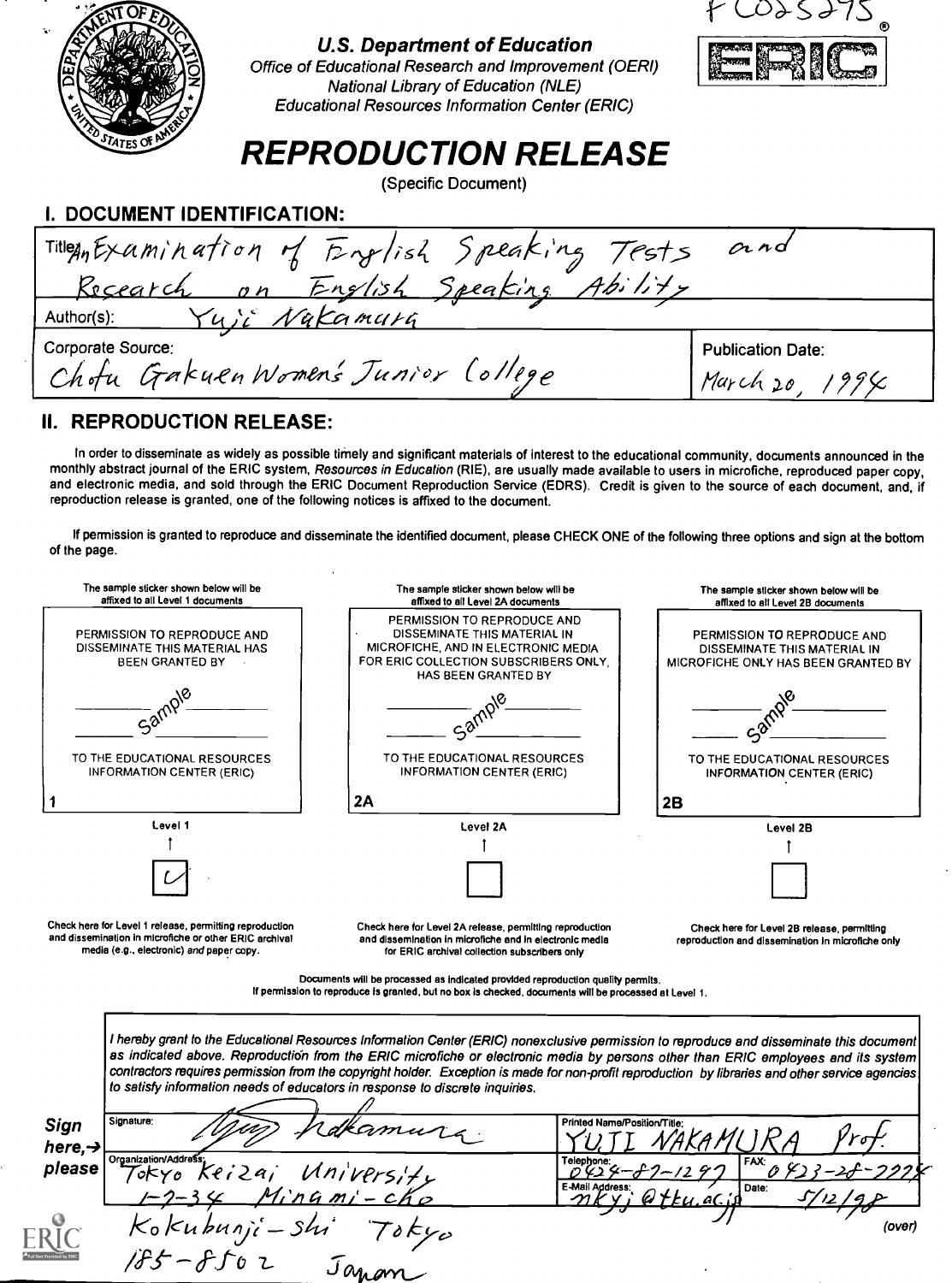FL025275

**U.S. Department of Education**
Office of Educational Research and Improvement (OERI)
National Library of Education (NLE)
Educational Resources Information Center (ERIC)

# REPRODUCTION RELEASE

(Specific Document)

## I. DOCUMENT IDENTIFICATION:

| | |
|---|---|
| Title: An Examination of English Speaking Tests and Research on English Speaking Ability | |
| Author(s): Yuji Nakamura | |
| Corporate Source: Chofu Gakuen Women's Junior College | Publication Date: March 20, 1994 |

## II. REPRODUCTION RELEASE:

In order to disseminate as widely as possible timely and significant materials of interest to the educational community, documents announced in the monthly abstract journal of the ERIC system, *Resources in Education* (RIE), are usually made available to users in microfiche, reproduced paper copy, and electronic media, and sold through the ERIC Document Reproduction Service (EDRS). Credit is given to the source of each document, and, if reproduction release is granted, one of the following notices is affixed to the document.

If permission is granted to reproduce and disseminate the identified document, please CHECK ONE of the following three options and sign at the bottom of the page.

| The sample sticker shown below will be affixed to all Level 1 documents | The sample sticker shown below will be affixed to all Level 2A documents | The sample sticker shown below will be affixed to all Level 2B documents |
|---|---|---|
| PERMISSION TO REPRODUCE AND DISSEMINATE THIS MATERIAL HAS BEEN GRANTED BY Sample TO THE EDUCATIONAL RESOURCES INFORMATION CENTER (ERIC) | PERMISSION TO REPRODUCE AND DISSEMINATE THIS MATERIAL IN MICROFICHE, AND IN ELECTRONIC MEDIA FOR ERIC COLLECTION SUBSCRIBERS ONLY, HAS BEEN GRANTED BY Sample TO THE EDUCATIONAL RESOURCES INFORMATION CENTER (ERIC) | PERMISSION TO REPRODUCE AND DISSEMINATE THIS MATERIAL IN MICROFICHE ONLY HAS BEEN GRANTED BY Sample TO THE EDUCATIONAL RESOURCES INFORMATION CENTER (ERIC) |
| 1 | 2A | 2B |
| Level 1 | Level 2A | Level 2B |
| [✓] | [ ] | [ ] |
| Check here for Level 1 release, permitting reproduction and dissemination in microfiche or other ERIC archival media (e.g., electronic) *and* paper copy. | Check here for Level 2A release, permitting reproduction and dissemination in microfiche and in electronic media for ERIC archival collection subscribers only | Check here for Level 2B release, permitting reproduction and dissemination in microfiche only |

Documents will be processed as indicated provided reproduction quality permits.
If permission to reproduce is granted, but no box is checked, documents will be processed at Level 1.

*I hereby grant to the Educational Resources Information Center (ERIC) nonexclusive permission to reproduce and disseminate this document as indicated above. Reproduction from the ERIC microfiche or electronic media by persons other than ERIC employees and its system contractors requires permission from the copyright holder. Exception is made for non-profit reproduction by libraries and other service agencies to satisfy information needs of educators in response to discrete inquiries.*

**Sign here, → please**

| | |
|---|---|
| Signature: Yuji Nakamura | Printed Name/Position/Title: YUJI NAKAMURA Prof. |
| Organization/Address: Tokyo Keizai University 1-7-34 Minami-cho Kokubunji-shi Tokyo 185-8502 Japan | Telephone: 0424-87-1297 / FAX: 0423-28-7772 |
| | E-Mail Address: nkyj@tku.ac.jp / Date: 5/12/98 |

(over)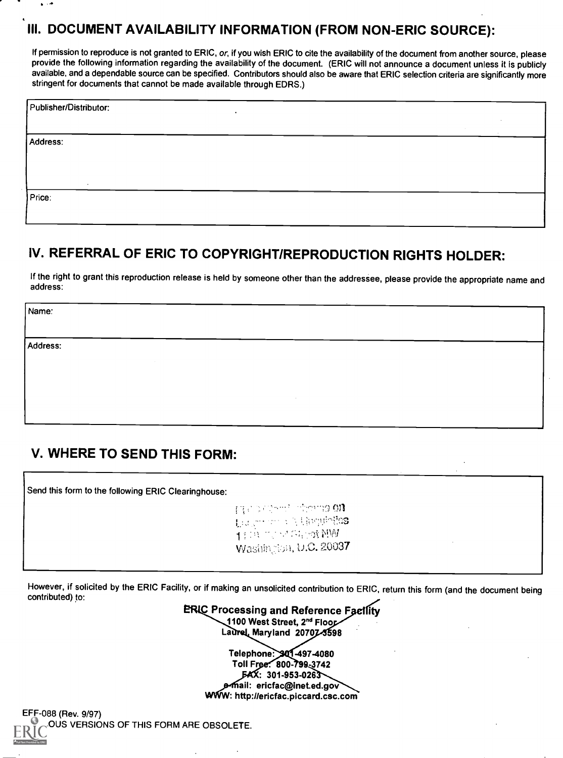## III. DOCUMENT AVAILABILITY INFORMATION (FROM NON-ERIC SOURCE):

If permission to reproduce is not granted to ERIC, *or*, if you wish ERIC to cite the availability of the document from another source, please provide the following information regarding the availability of the document. (ERIC will not announce a document unless it is publicly available, and a dependable source can be specified. Contributors should also be aware that ERIC selection criteria are significantly more stringent for documents that cannot be made available through EDRS.)

| |
|---|
| Publisher/Distributor: |
| Address: |
| Price: |

## IV. REFERRAL OF ERIC TO COPYRIGHT/REPRODUCTION RIGHTS HOLDER:

If the right to grant this reproduction release is held by someone other than the addressee, please provide the appropriate name and address:

| |
|---|
| Name: |
| Address: |

## V. WHERE TO SEND THIS FORM:

Send this form to the following ERIC Clearinghouse:

ERIC Clearinghouse on
Languages & Linguistics
1118 22nd Street NW
Washington, D.C. 20037

However, if solicited by the ERIC Facility, or if making an unsolicited contribution to ERIC, return this form (and the document being contributed) to:

**ERIC Processing and Reference Facility**
**1100 West Street, 2nd Floor**
**Laurel, Maryland 20707-3598**

**Telephone: 301-497-4080**
**Toll Free: 800-799-3742**
**FAX: 301-953-0263**
**e-mail: ericfac@inet.ed.gov**
**WWW: http://ericfac.piccard.csc.com**

EFF-088 (Rev. 9/97)
PREVIOUS VERSIONS OF THIS FORM ARE OBSOLETE.